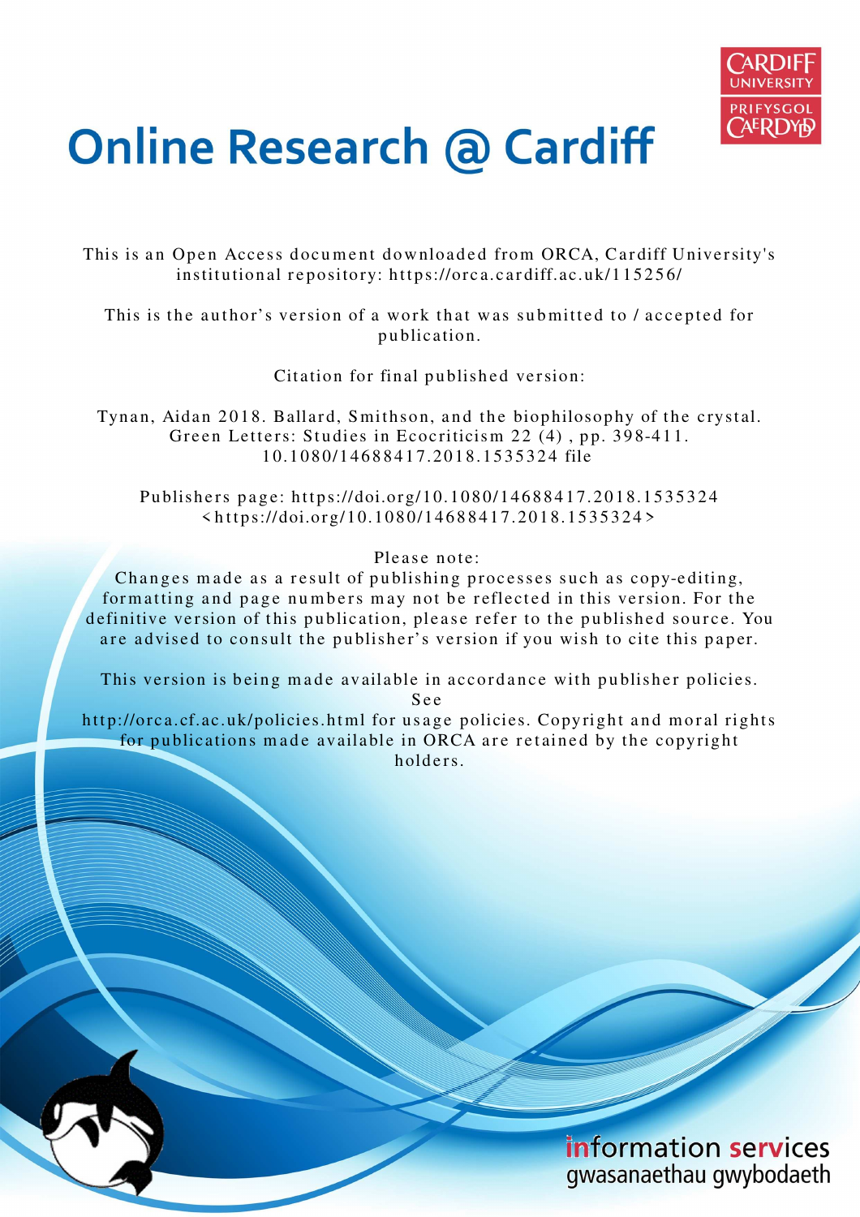# Online Research @ Cardiff

This is an Open Access document downloaded from ORCA, Cardiff University's institutional repository: https://orca.cardiff.ac.uk/115256/

This is the author's version of a work that was submitted to / accepted for publication.

Citation for final published version:

Tynan, Aidan 2018. Ballard, Smithson, and the biophilosophy of the crystal. Green Letters: Studies in Ecocriticism 22 (4) , pp. 398-411. 10.1080/14688417.2018.1535324 file

Publishers page: https://doi.org/10.1080/14688417.2018.1535324 <https://doi.org/10.1080/14688417.2018.1535324>

Please note:
Changes made as a result of publishing processes such as copy-editing, formatting and page numbers may not be reflected in this version. For the definitive version of this publication, please refer to the published source. You are advised to consult the publisher's version if you wish to cite this paper.

This version is being made available in accordance with publisher policies. See http://orca.cf.ac.uk/policies.html for usage policies. Copyright and moral rights for publications made available in ORCA are retained by the copyright holders.

information services
gwasanaethau gwybodaeth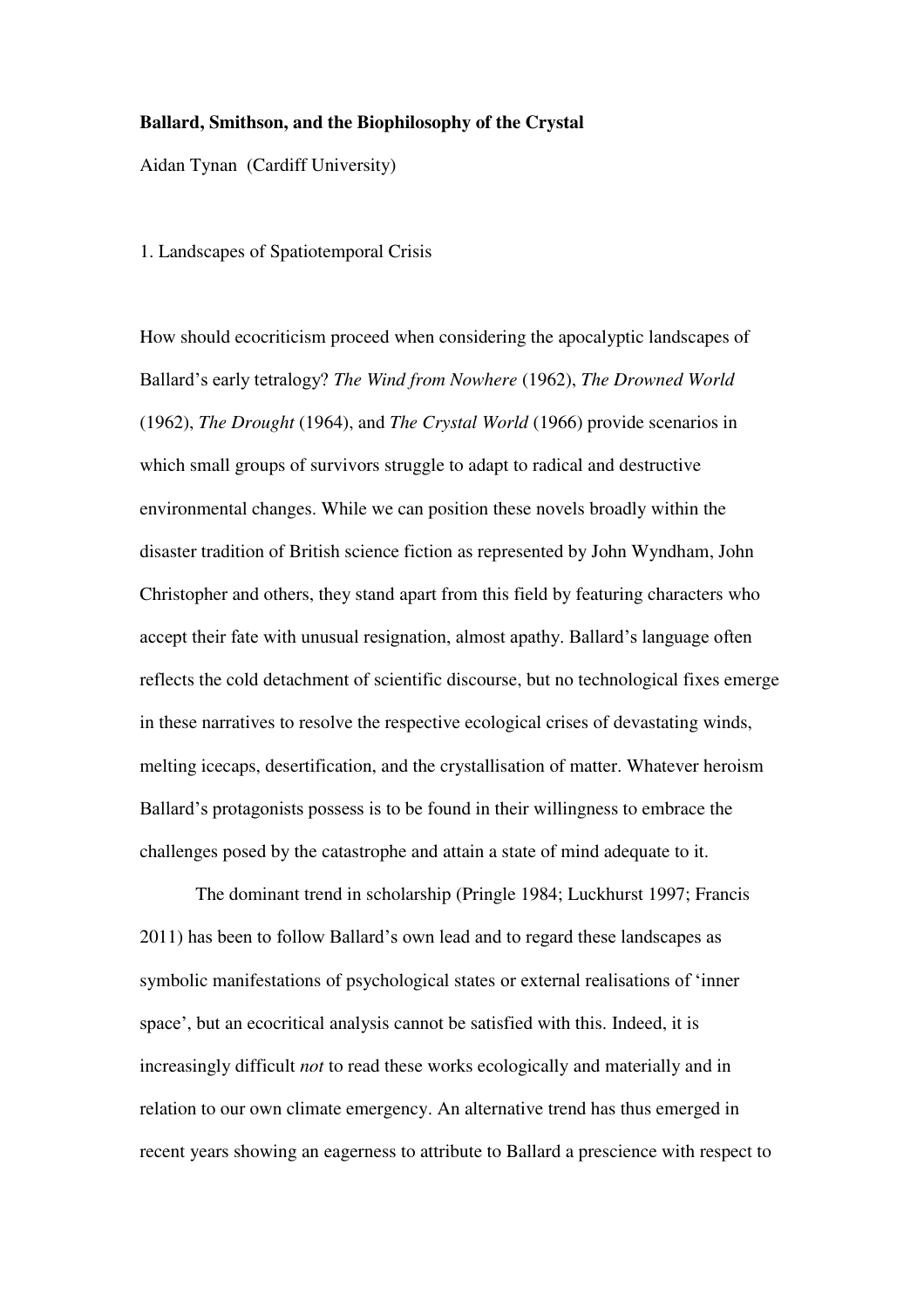**Ballard, Smithson, and the Biophilosophy of the Crystal**

Aidan Tynan (Cardiff University)

## 1. Landscapes of Spatiotemporal Crisis

How should ecocriticism proceed when considering the apocalyptic landscapes of Ballard's early tetralogy? *The Wind from Nowhere* (1962), *The Drowned World* (1962), *The Drought* (1964), and *The Crystal World* (1966) provide scenarios in which small groups of survivors struggle to adapt to radical and destructive environmental changes. While we can position these novels broadly within the disaster tradition of British science fiction as represented by John Wyndham, John Christopher and others, they stand apart from this field by featuring characters who accept their fate with unusual resignation, almost apathy. Ballard's language often reflects the cold detachment of scientific discourse, but no technological fixes emerge in these narratives to resolve the respective ecological crises of devastating winds, melting icecaps, desertification, and the crystallisation of matter. Whatever heroism Ballard's protagonists possess is to be found in their willingness to embrace the challenges posed by the catastrophe and attain a state of mind adequate to it.

The dominant trend in scholarship (Pringle 1984; Luckhurst 1997; Francis 2011) has been to follow Ballard's own lead and to regard these landscapes as symbolic manifestations of psychological states or external realisations of 'inner space', but an ecocritical analysis cannot be satisfied with this. Indeed, it is increasingly difficult *not* to read these works ecologically and materially and in relation to our own climate emergency. An alternative trend has thus emerged in recent years showing an eagerness to attribute to Ballard a prescience with respect to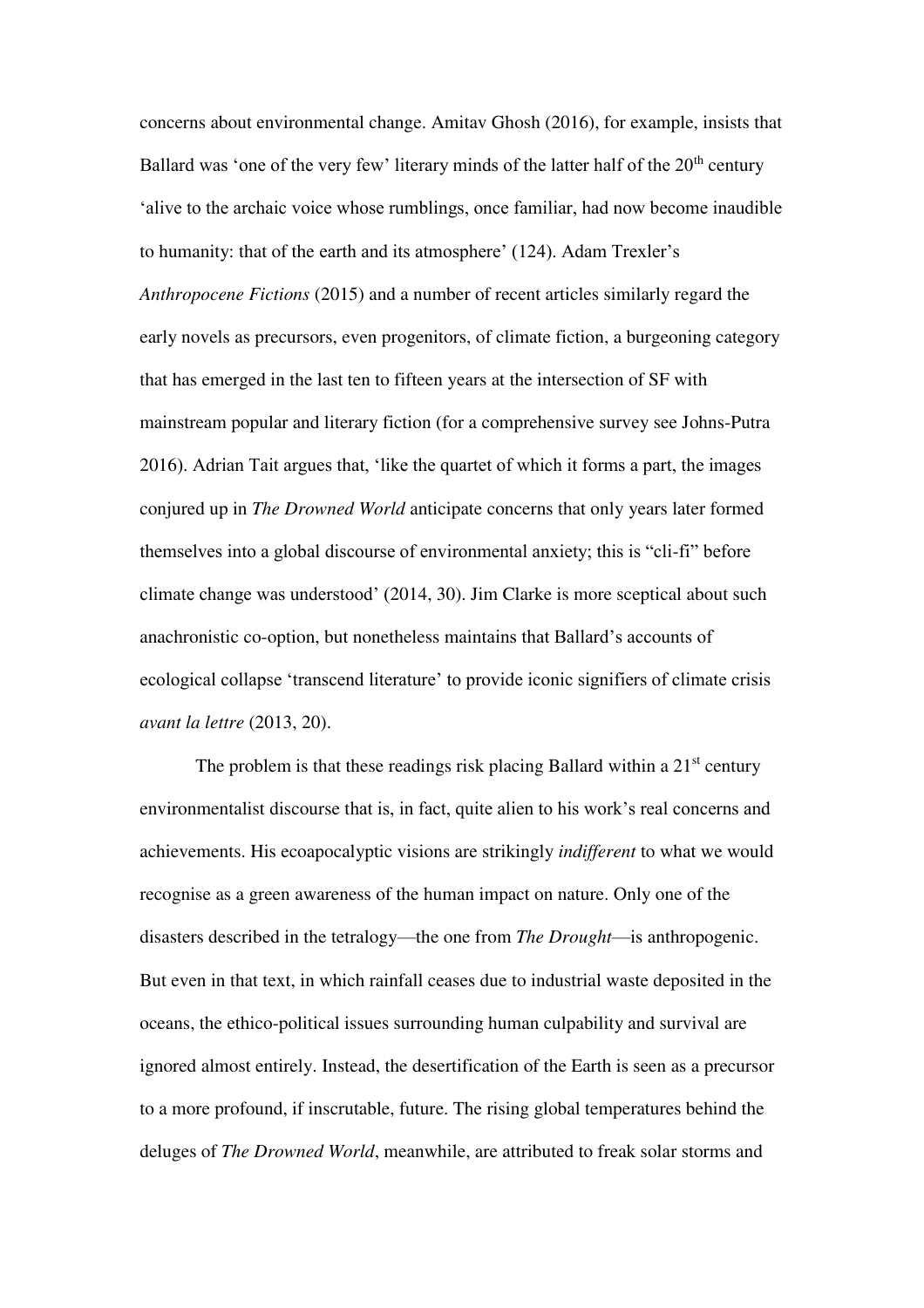concerns about environmental change. Amitav Ghosh (2016), for example, insists that Ballard was 'one of the very few' literary minds of the latter half of the 20th century 'alive to the archaic voice whose rumblings, once familiar, had now become inaudible to humanity: that of the earth and its atmosphere' (124). Adam Trexler's *Anthropocene Fictions* (2015) and a number of recent articles similarly regard the early novels as precursors, even progenitors, of climate fiction, a burgeoning category that has emerged in the last ten to fifteen years at the intersection of SF with mainstream popular and literary fiction (for a comprehensive survey see Johns-Putra 2016). Adrian Tait argues that, 'like the quartet of which it forms a part, the images conjured up in *The Drowned World* anticipate concerns that only years later formed themselves into a global discourse of environmental anxiety; this is "cli-fi" before climate change was understood' (2014, 30). Jim Clarke is more sceptical about such anachronistic co-option, but nonetheless maintains that Ballard's accounts of ecological collapse 'transcend literature' to provide iconic signifiers of climate crisis *avant la lettre* (2013, 20).

The problem is that these readings risk placing Ballard within a 21st century environmentalist discourse that is, in fact, quite alien to his work's real concerns and achievements. His ecoapocalyptic visions are strikingly *indifferent* to what we would recognise as a green awareness of the human impact on nature. Only one of the disasters described in the tetralogy—the one from *The Drought*—is anthropogenic. But even in that text, in which rainfall ceases due to industrial waste deposited in the oceans, the ethico-political issues surrounding human culpability and survival are ignored almost entirely. Instead, the desertification of the Earth is seen as a precursor to a more profound, if inscrutable, future. The rising global temperatures behind the deluges of *The Drowned World*, meanwhile, are attributed to freak solar storms and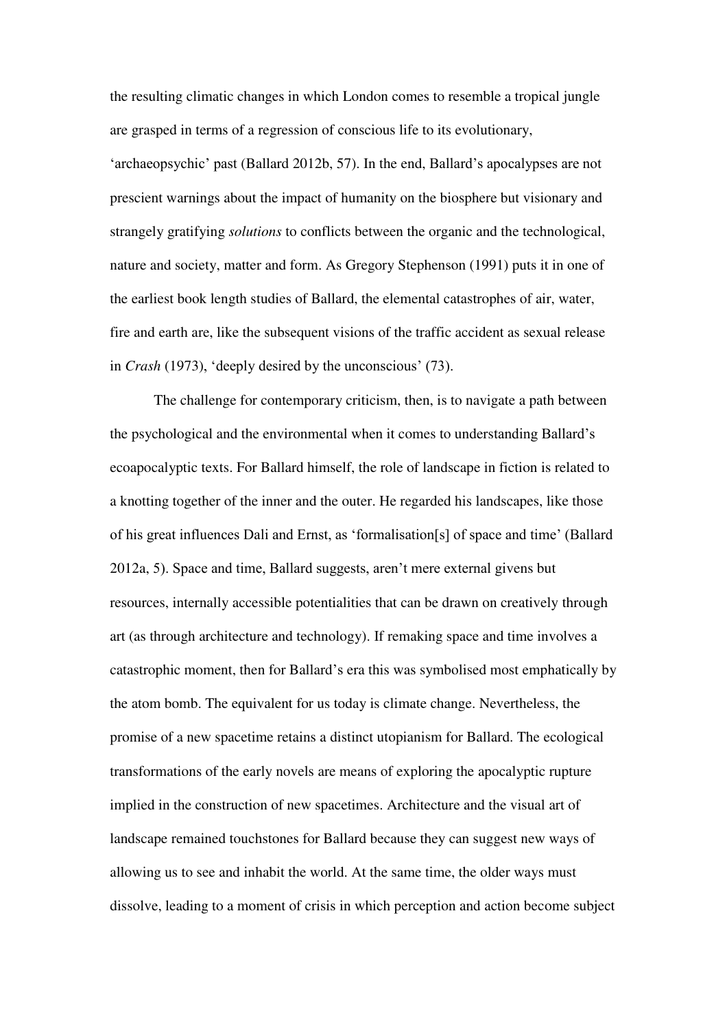the resulting climatic changes in which London comes to resemble a tropical jungle are grasped in terms of a regression of conscious life to its evolutionary, 'archaeopsychic' past (Ballard 2012b, 57). In the end, Ballard's apocalypses are not prescient warnings about the impact of humanity on the biosphere but visionary and strangely gratifying *solutions* to conflicts between the organic and the technological, nature and society, matter and form. As Gregory Stephenson (1991) puts it in one of the earliest book length studies of Ballard, the elemental catastrophes of air, water, fire and earth are, like the subsequent visions of the traffic accident as sexual release in *Crash* (1973), 'deeply desired by the unconscious' (73).

The challenge for contemporary criticism, then, is to navigate a path between the psychological and the environmental when it comes to understanding Ballard's ecoapocalyptic texts. For Ballard himself, the role of landscape in fiction is related to a knotting together of the inner and the outer. He regarded his landscapes, like those of his great influences Dali and Ernst, as 'formalisation[s] of space and time' (Ballard 2012a, 5). Space and time, Ballard suggests, aren't mere external givens but resources, internally accessible potentialities that can be drawn on creatively through art (as through architecture and technology). If remaking space and time involves a catastrophic moment, then for Ballard's era this was symbolised most emphatically by the atom bomb. The equivalent for us today is climate change. Nevertheless, the promise of a new spacetime retains a distinct utopianism for Ballard. The ecological transformations of the early novels are means of exploring the apocalyptic rupture implied in the construction of new spacetimes. Architecture and the visual art of landscape remained touchstones for Ballard because they can suggest new ways of allowing us to see and inhabit the world. At the same time, the older ways must dissolve, leading to a moment of crisis in which perception and action become subject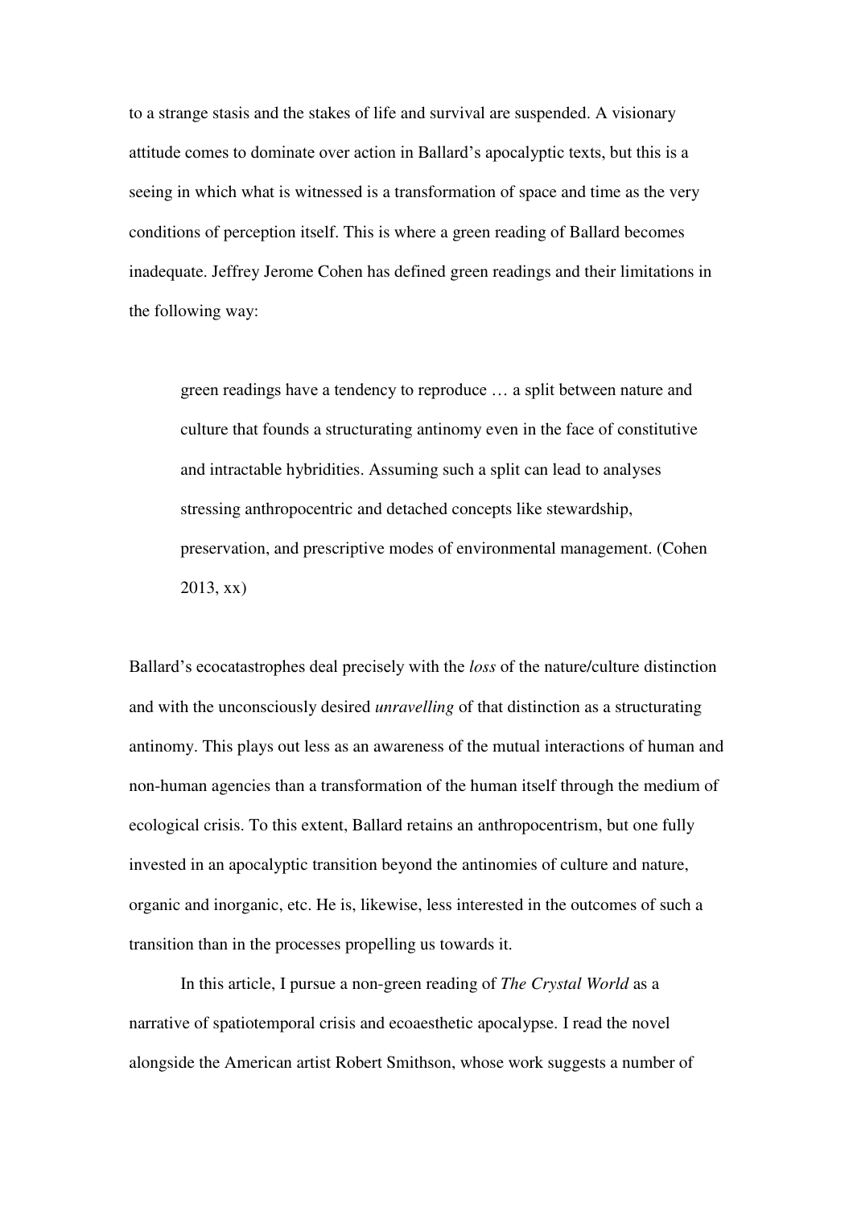to a strange stasis and the stakes of life and survival are suspended. A visionary attitude comes to dominate over action in Ballard's apocalyptic texts, but this is a seeing in which what is witnessed is a transformation of space and time as the very conditions of perception itself. This is where a green reading of Ballard becomes inadequate. Jeffrey Jerome Cohen has defined green readings and their limitations in the following way:

> green readings have a tendency to reproduce … a split between nature and culture that founds a structurating antinomy even in the face of constitutive and intractable hybridities. Assuming such a split can lead to analyses stressing anthropocentric and detached concepts like stewardship, preservation, and prescriptive modes of environmental management. (Cohen 2013, xx)

Ballard's ecocatastrophes deal precisely with the *loss* of the nature/culture distinction and with the unconsciously desired *unravelling* of that distinction as a structurating antinomy. This plays out less as an awareness of the mutual interactions of human and non-human agencies than a transformation of the human itself through the medium of ecological crisis. To this extent, Ballard retains an anthropocentrism, but one fully invested in an apocalyptic transition beyond the antinomies of culture and nature, organic and inorganic, etc. He is, likewise, less interested in the outcomes of such a transition than in the processes propelling us towards it.

In this article, I pursue a non-green reading of *The Crystal World* as a narrative of spatiotemporal crisis and ecoaesthetic apocalypse. I read the novel alongside the American artist Robert Smithson, whose work suggests a number of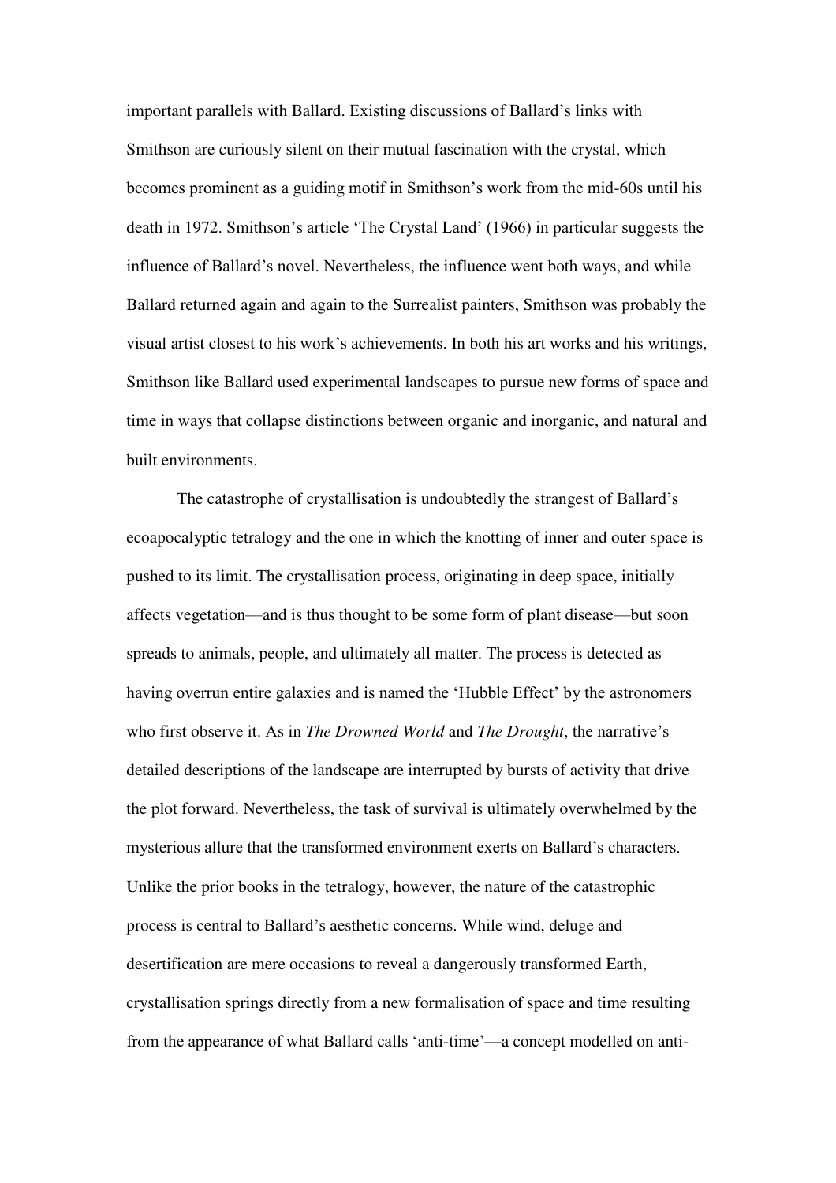important parallels with Ballard. Existing discussions of Ballard's links with Smithson are curiously silent on their mutual fascination with the crystal, which becomes prominent as a guiding motif in Smithson's work from the mid-60s until his death in 1972. Smithson's article 'The Crystal Land' (1966) in particular suggests the influence of Ballard's novel. Nevertheless, the influence went both ways, and while Ballard returned again and again to the Surrealist painters, Smithson was probably the visual artist closest to his work's achievements. In both his art works and his writings, Smithson like Ballard used experimental landscapes to pursue new forms of space and time in ways that collapse distinctions between organic and inorganic, and natural and built environments.

The catastrophe of crystallisation is undoubtedly the strangest of Ballard's ecoapocalyptic tetralogy and the one in which the knotting of inner and outer space is pushed to its limit. The crystallisation process, originating in deep space, initially affects vegetation—and is thus thought to be some form of plant disease—but soon spreads to animals, people, and ultimately all matter. The process is detected as having overrun entire galaxies and is named the 'Hubble Effect' by the astronomers who first observe it. As in *The Drowned World* and *The Drought*, the narrative's detailed descriptions of the landscape are interrupted by bursts of activity that drive the plot forward. Nevertheless, the task of survival is ultimately overwhelmed by the mysterious allure that the transformed environment exerts on Ballard's characters. Unlike the prior books in the tetralogy, however, the nature of the catastrophic process is central to Ballard's aesthetic concerns. While wind, deluge and desertification are mere occasions to reveal a dangerously transformed Earth, crystallisation springs directly from a new formalisation of space and time resulting from the appearance of what Ballard calls 'anti-time'—a concept modelled on anti-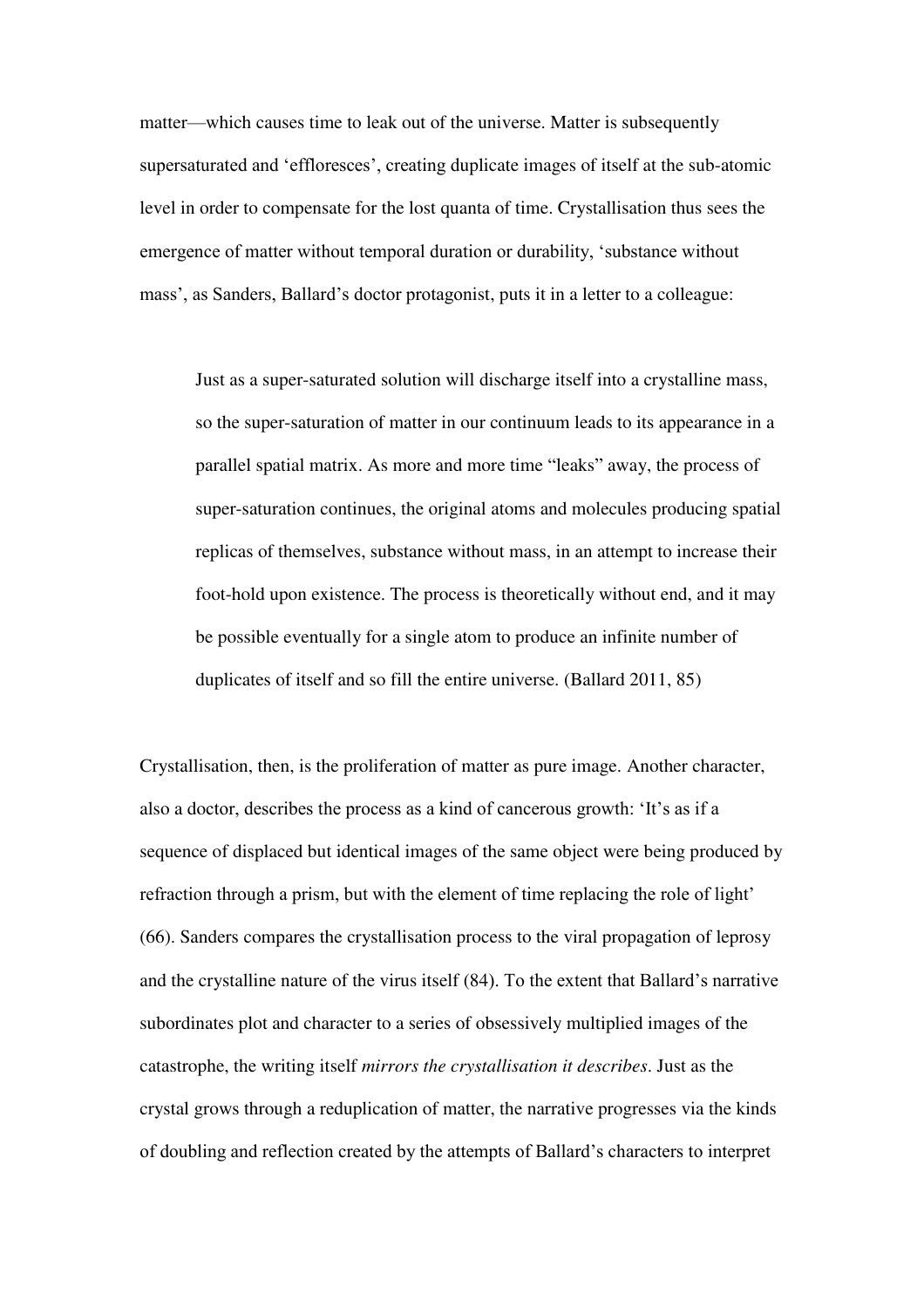matter—which causes time to leak out of the universe. Matter is subsequently supersaturated and 'effloresces', creating duplicate images of itself at the sub-atomic level in order to compensate for the lost quanta of time. Crystallisation thus sees the emergence of matter without temporal duration or durability, 'substance without mass', as Sanders, Ballard's doctor protagonist, puts it in a letter to a colleague:

> Just as a super-saturated solution will discharge itself into a crystalline mass, so the super-saturation of matter in our continuum leads to its appearance in a parallel spatial matrix. As more and more time "leaks" away, the process of super-saturation continues, the original atoms and molecules producing spatial replicas of themselves, substance without mass, in an attempt to increase their foot-hold upon existence. The process is theoretically without end, and it may be possible eventually for a single atom to produce an infinite number of duplicates of itself and so fill the entire universe. (Ballard 2011, 85)

Crystallisation, then, is the proliferation of matter as pure image. Another character, also a doctor, describes the process as a kind of cancerous growth: 'It's as if a sequence of displaced but identical images of the same object were being produced by refraction through a prism, but with the element of time replacing the role of light' (66). Sanders compares the crystallisation process to the viral propagation of leprosy and the crystalline nature of the virus itself (84). To the extent that Ballard's narrative subordinates plot and character to a series of obsessively multiplied images of the catastrophe, the writing itself *mirrors the crystallisation it describes*. Just as the crystal grows through a reduplication of matter, the narrative progresses via the kinds of doubling and reflection created by the attempts of Ballard's characters to interpret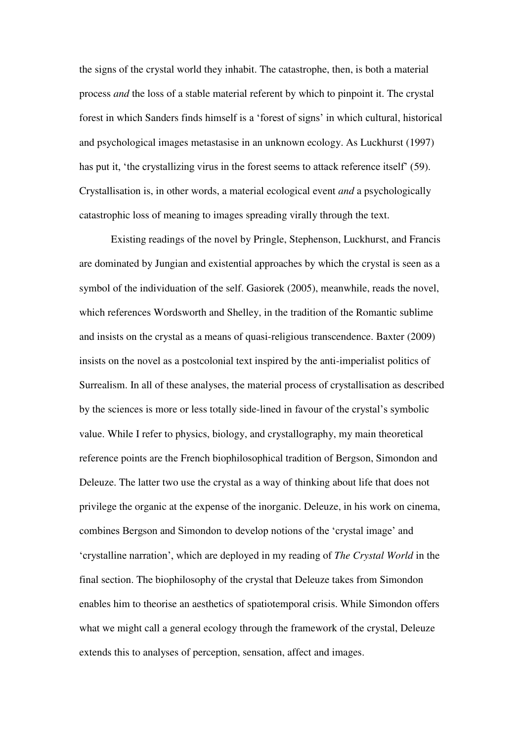the signs of the crystal world they inhabit. The catastrophe, then, is both a material process *and* the loss of a stable material referent by which to pinpoint it. The crystal forest in which Sanders finds himself is a 'forest of signs' in which cultural, historical and psychological images metastasise in an unknown ecology. As Luckhurst (1997) has put it, 'the crystallizing virus in the forest seems to attack reference itself' (59). Crystallisation is, in other words, a material ecological event *and* a psychologically catastrophic loss of meaning to images spreading virally through the text.

Existing readings of the novel by Pringle, Stephenson, Luckhurst, and Francis are dominated by Jungian and existential approaches by which the crystal is seen as a symbol of the individuation of the self. Gasiorek (2005), meanwhile, reads the novel, which references Wordsworth and Shelley, in the tradition of the Romantic sublime and insists on the crystal as a means of quasi-religious transcendence. Baxter (2009) insists on the novel as a postcolonial text inspired by the anti-imperialist politics of Surrealism. In all of these analyses, the material process of crystallisation as described by the sciences is more or less totally side-lined in favour of the crystal's symbolic value. While I refer to physics, biology, and crystallography, my main theoretical reference points are the French biophilosophical tradition of Bergson, Simondon and Deleuze. The latter two use the crystal as a way of thinking about life that does not privilege the organic at the expense of the inorganic. Deleuze, in his work on cinema, combines Bergson and Simondon to develop notions of the 'crystal image' and 'crystalline narration', which are deployed in my reading of *The Crystal World* in the final section. The biophilosophy of the crystal that Deleuze takes from Simondon enables him to theorise an aesthetics of spatiotemporal crisis. While Simondon offers what we might call a general ecology through the framework of the crystal, Deleuze extends this to analyses of perception, sensation, affect and images.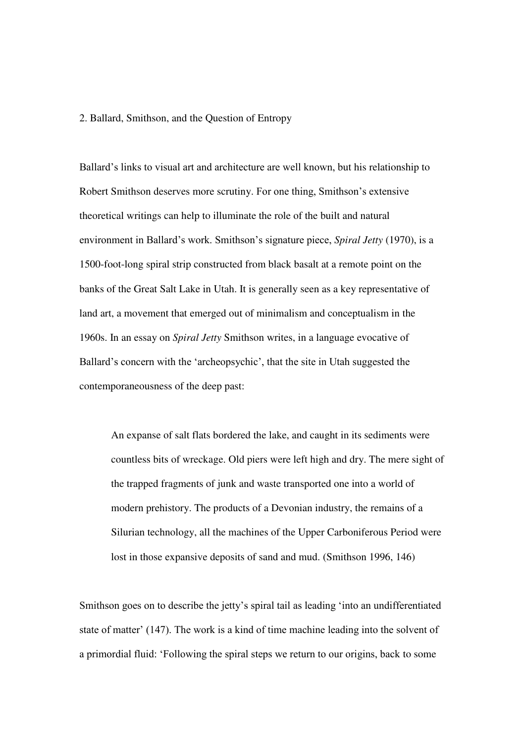## 2. Ballard, Smithson, and the Question of Entropy

Ballard's links to visual art and architecture are well known, but his relationship to Robert Smithson deserves more scrutiny. For one thing, Smithson's extensive theoretical writings can help to illuminate the role of the built and natural environment in Ballard's work. Smithson's signature piece, *Spiral Jetty* (1970), is a 1500-foot-long spiral strip constructed from black basalt at a remote point on the banks of the Great Salt Lake in Utah. It is generally seen as a key representative of land art, a movement that emerged out of minimalism and conceptualism in the 1960s. In an essay on *Spiral Jetty* Smithson writes, in a language evocative of Ballard's concern with the 'archeopsychic', that the site in Utah suggested the contemporaneousness of the deep past:

> An expanse of salt flats bordered the lake, and caught in its sediments were countless bits of wreckage. Old piers were left high and dry. The mere sight of the trapped fragments of junk and waste transported one into a world of modern prehistory. The products of a Devonian industry, the remains of a Silurian technology, all the machines of the Upper Carboniferous Period were lost in those expansive deposits of sand and mud. (Smithson 1996, 146)

Smithson goes on to describe the jetty's spiral tail as leading 'into an undifferentiated state of matter' (147). The work is a kind of time machine leading into the solvent of a primordial fluid: 'Following the spiral steps we return to our origins, back to some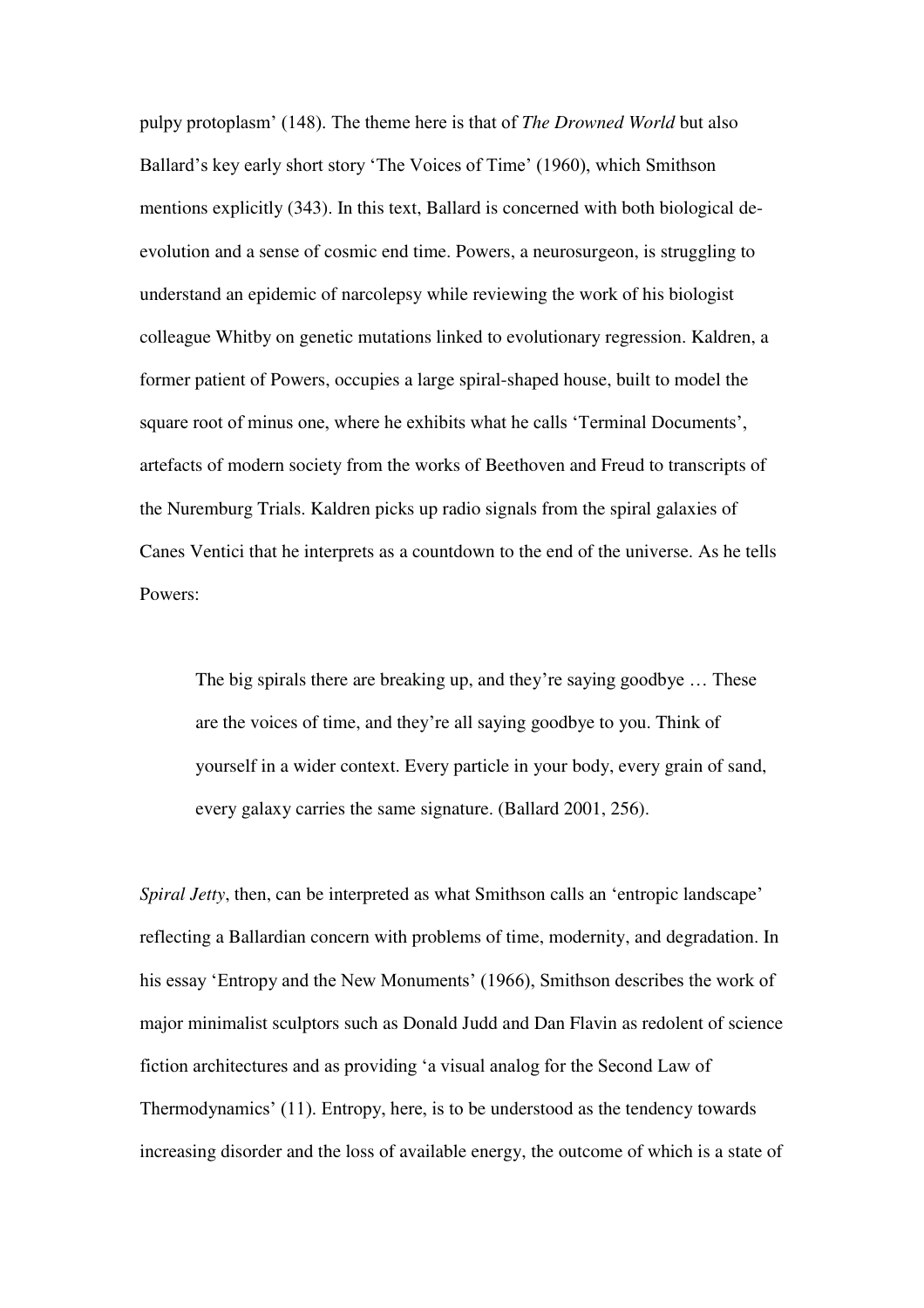pulpy protoplasm' (148). The theme here is that of *The Drowned World* but also Ballard's key early short story 'The Voices of Time' (1960), which Smithson mentions explicitly (343). In this text, Ballard is concerned with both biological de-evolution and a sense of cosmic end time. Powers, a neurosurgeon, is struggling to understand an epidemic of narcolepsy while reviewing the work of his biologist colleague Whitby on genetic mutations linked to evolutionary regression. Kaldren, a former patient of Powers, occupies a large spiral-shaped house, built to model the square root of minus one, where he exhibits what he calls 'Terminal Documents', artefacts of modern society from the works of Beethoven and Freud to transcripts of the Nuremburg Trials. Kaldren picks up radio signals from the spiral galaxies of Canes Ventici that he interprets as a countdown to the end of the universe. As he tells Powers:

> The big spirals there are breaking up, and they're saying goodbye … These are the voices of time, and they're all saying goodbye to you. Think of yourself in a wider context. Every particle in your body, every grain of sand, every galaxy carries the same signature. (Ballard 2001, 256).

*Spiral Jetty*, then, can be interpreted as what Smithson calls an 'entropic landscape' reflecting a Ballardian concern with problems of time, modernity, and degradation. In his essay 'Entropy and the New Monuments' (1966), Smithson describes the work of major minimalist sculptors such as Donald Judd and Dan Flavin as redolent of science fiction architectures and as providing 'a visual analog for the Second Law of Thermodynamics' (11). Entropy, here, is to be understood as the tendency towards increasing disorder and the loss of available energy, the outcome of which is a state of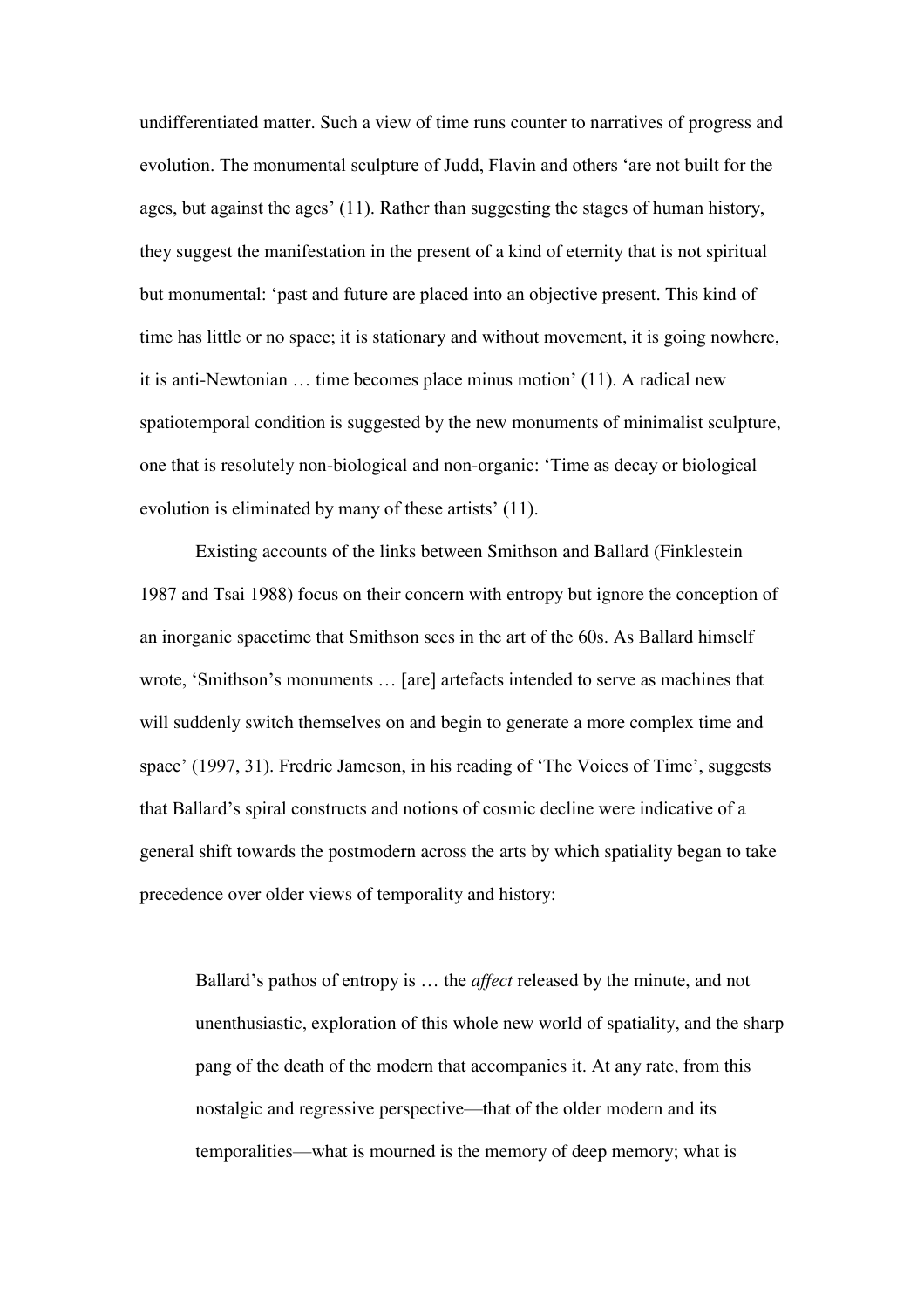undifferentiated matter. Such a view of time runs counter to narratives of progress and evolution. The monumental sculpture of Judd, Flavin and others 'are not built for the ages, but against the ages' (11). Rather than suggesting the stages of human history, they suggest the manifestation in the present of a kind of eternity that is not spiritual but monumental: 'past and future are placed into an objective present. This kind of time has little or no space; it is stationary and without movement, it is going nowhere, it is anti-Newtonian … time becomes place minus motion' (11). A radical new spatiotemporal condition is suggested by the new monuments of minimalist sculpture, one that is resolutely non-biological and non-organic: 'Time as decay or biological evolution is eliminated by many of these artists' (11).

Existing accounts of the links between Smithson and Ballard (Finklestein 1987 and Tsai 1988) focus on their concern with entropy but ignore the conception of an inorganic spacetime that Smithson sees in the art of the 60s. As Ballard himself wrote, 'Smithson's monuments … [are] artefacts intended to serve as machines that will suddenly switch themselves on and begin to generate a more complex time and space' (1997, 31). Fredric Jameson, in his reading of 'The Voices of Time', suggests that Ballard's spiral constructs and notions of cosmic decline were indicative of a general shift towards the postmodern across the arts by which spatiality began to take precedence over older views of temporality and history:

> Ballard's pathos of entropy is … the *affect* released by the minute, and not unenthusiastic, exploration of this whole new world of spatiality, and the sharp pang of the death of the modern that accompanies it. At any rate, from this nostalgic and regressive perspective—that of the older modern and its temporalities—what is mourned is the memory of deep memory; what is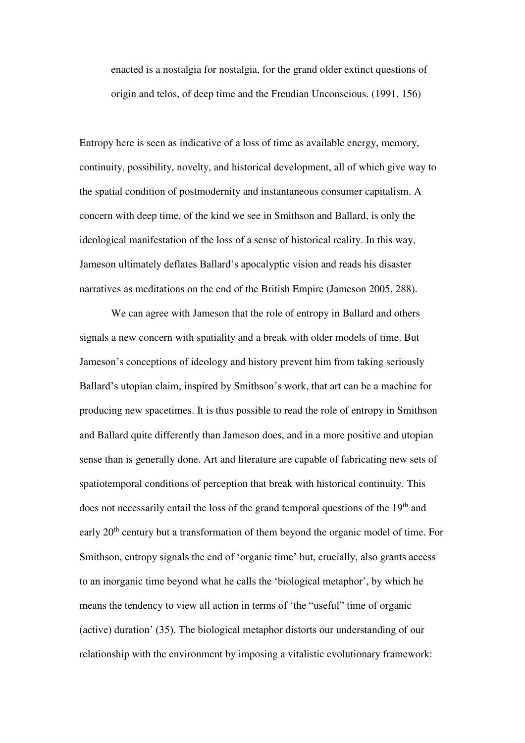> enacted is a nostalgia for nostalgia, for the grand older extinct questions of origin and telos, of deep time and the Freudian Unconscious. (1991, 156)

Entropy here is seen as indicative of a loss of time as available energy, memory, continuity, possibility, novelty, and historical development, all of which give way to the spatial condition of postmodernity and instantaneous consumer capitalism. A concern with deep time, of the kind we see in Smithson and Ballard, is only the ideological manifestation of the loss of a sense of historical reality. In this way, Jameson ultimately deflates Ballard's apocalyptic vision and reads his disaster narratives as meditations on the end of the British Empire (Jameson 2005, 288).

We can agree with Jameson that the role of entropy in Ballard and others signals a new concern with spatiality and a break with older models of time. But Jameson's conceptions of ideology and history prevent him from taking seriously Ballard's utopian claim, inspired by Smithson's work, that art can be a machine for producing new spacetimes. It is thus possible to read the role of entropy in Smithson and Ballard quite differently than Jameson does, and in a more positive and utopian sense than is generally done. Art and literature are capable of fabricating new sets of spatiotemporal conditions of perception that break with historical continuity. This does not necessarily entail the loss of the grand temporal questions of the 19th and early 20th century but a transformation of them beyond the organic model of time. For Smithson, entropy signals the end of 'organic time' but, crucially, also grants access to an inorganic time beyond what he calls the 'biological metaphor', by which he means the tendency to view all action in terms of 'the "useful" time of organic (active) duration' (35). The biological metaphor distorts our understanding of our relationship with the environment by imposing a vitalistic evolutionary framework: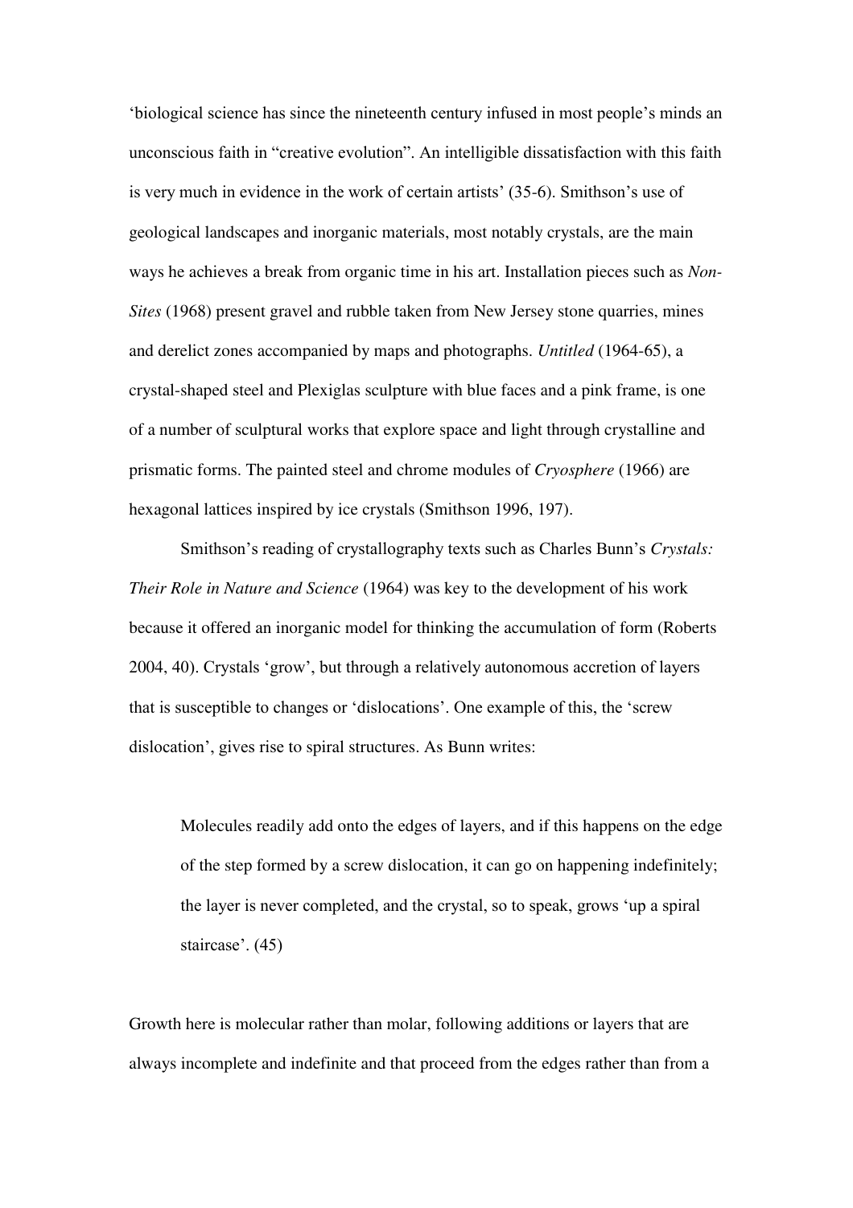'biological science has since the nineteenth century infused in most people's minds an unconscious faith in "creative evolution". An intelligible dissatisfaction with this faith is very much in evidence in the work of certain artists' (35-6). Smithson's use of geological landscapes and inorganic materials, most notably crystals, are the main ways he achieves a break from organic time in his art. Installation pieces such as *Non-Sites* (1968) present gravel and rubble taken from New Jersey stone quarries, mines and derelict zones accompanied by maps and photographs. *Untitled* (1964-65), a crystal-shaped steel and Plexiglas sculpture with blue faces and a pink frame, is one of a number of sculptural works that explore space and light through crystalline and prismatic forms. The painted steel and chrome modules of *Cryosphere* (1966) are hexagonal lattices inspired by ice crystals (Smithson 1996, 197).

Smithson's reading of crystallography texts such as Charles Bunn's *Crystals: Their Role in Nature and Science* (1964) was key to the development of his work because it offered an inorganic model for thinking the accumulation of form (Roberts 2004, 40). Crystals 'grow', but through a relatively autonomous accretion of layers that is susceptible to changes or 'dislocations'. One example of this, the 'screw dislocation', gives rise to spiral structures. As Bunn writes:

> Molecules readily add onto the edges of layers, and if this happens on the edge of the step formed by a screw dislocation, it can go on happening indefinitely; the layer is never completed, and the crystal, so to speak, grows 'up a spiral staircase'. (45)

Growth here is molecular rather than molar, following additions or layers that are always incomplete and indefinite and that proceed from the edges rather than from a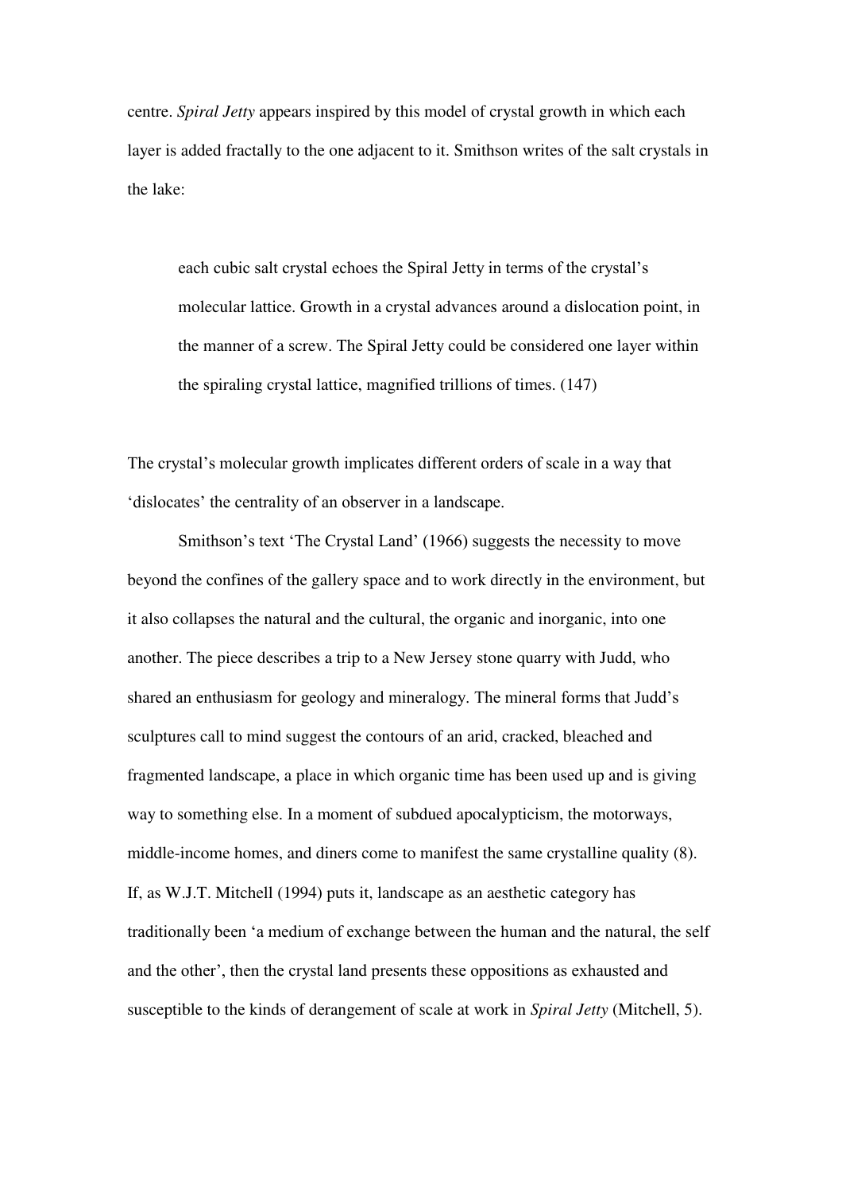centre. *Spiral Jetty* appears inspired by this model of crystal growth in which each layer is added fractally to the one adjacent to it. Smithson writes of the salt crystals in the lake:

> each cubic salt crystal echoes the Spiral Jetty in terms of the crystal's molecular lattice. Growth in a crystal advances around a dislocation point, in the manner of a screw. The Spiral Jetty could be considered one layer within the spiraling crystal lattice, magnified trillions of times. (147)

The crystal's molecular growth implicates different orders of scale in a way that 'dislocates' the centrality of an observer in a landscape.

Smithson's text 'The Crystal Land' (1966) suggests the necessity to move beyond the confines of the gallery space and to work directly in the environment, but it also collapses the natural and the cultural, the organic and inorganic, into one another. The piece describes a trip to a New Jersey stone quarry with Judd, who shared an enthusiasm for geology and mineralogy. The mineral forms that Judd's sculptures call to mind suggest the contours of an arid, cracked, bleached and fragmented landscape, a place in which organic time has been used up and is giving way to something else. In a moment of subdued apocalypticism, the motorways, middle-income homes, and diners come to manifest the same crystalline quality (8). If, as W.J.T. Mitchell (1994) puts it, landscape as an aesthetic category has traditionally been 'a medium of exchange between the human and the natural, the self and the other', then the crystal land presents these oppositions as exhausted and susceptible to the kinds of derangement of scale at work in *Spiral Jetty* (Mitchell, 5).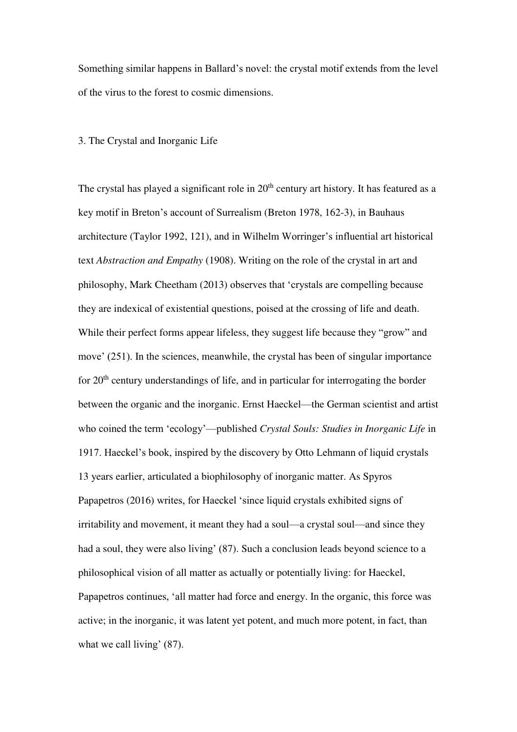Something similar happens in Ballard's novel: the crystal motif extends from the level of the virus to the forest to cosmic dimensions.

## 3. The Crystal and Inorganic Life

The crystal has played a significant role in 20th century art history. It has featured as a key motif in Breton's account of Surrealism (Breton 1978, 162-3), in Bauhaus architecture (Taylor 1992, 121), and in Wilhelm Worringer's influential art historical text *Abstraction and Empathy* (1908). Writing on the role of the crystal in art and philosophy, Mark Cheetham (2013) observes that 'crystals are compelling because they are indexical of existential questions, poised at the crossing of life and death. While their perfect forms appear lifeless, they suggest life because they "grow" and move' (251). In the sciences, meanwhile, the crystal has been of singular importance for 20th century understandings of life, and in particular for interrogating the border between the organic and the inorganic. Ernst Haeckel—the German scientist and artist who coined the term 'ecology'—published *Crystal Souls: Studies in Inorganic Life* in 1917. Haeckel's book, inspired by the discovery by Otto Lehmann of liquid crystals 13 years earlier, articulated a biophilosophy of inorganic matter. As Spyros Papapetros (2016) writes, for Haeckel 'since liquid crystals exhibited signs of irritability and movement, it meant they had a soul—a crystal soul—and since they had a soul, they were also living' (87). Such a conclusion leads beyond science to a philosophical vision of all matter as actually or potentially living: for Haeckel, Papapetros continues, 'all matter had force and energy. In the organic, this force was active; in the inorganic, it was latent yet potent, and much more potent, in fact, than what we call living' (87).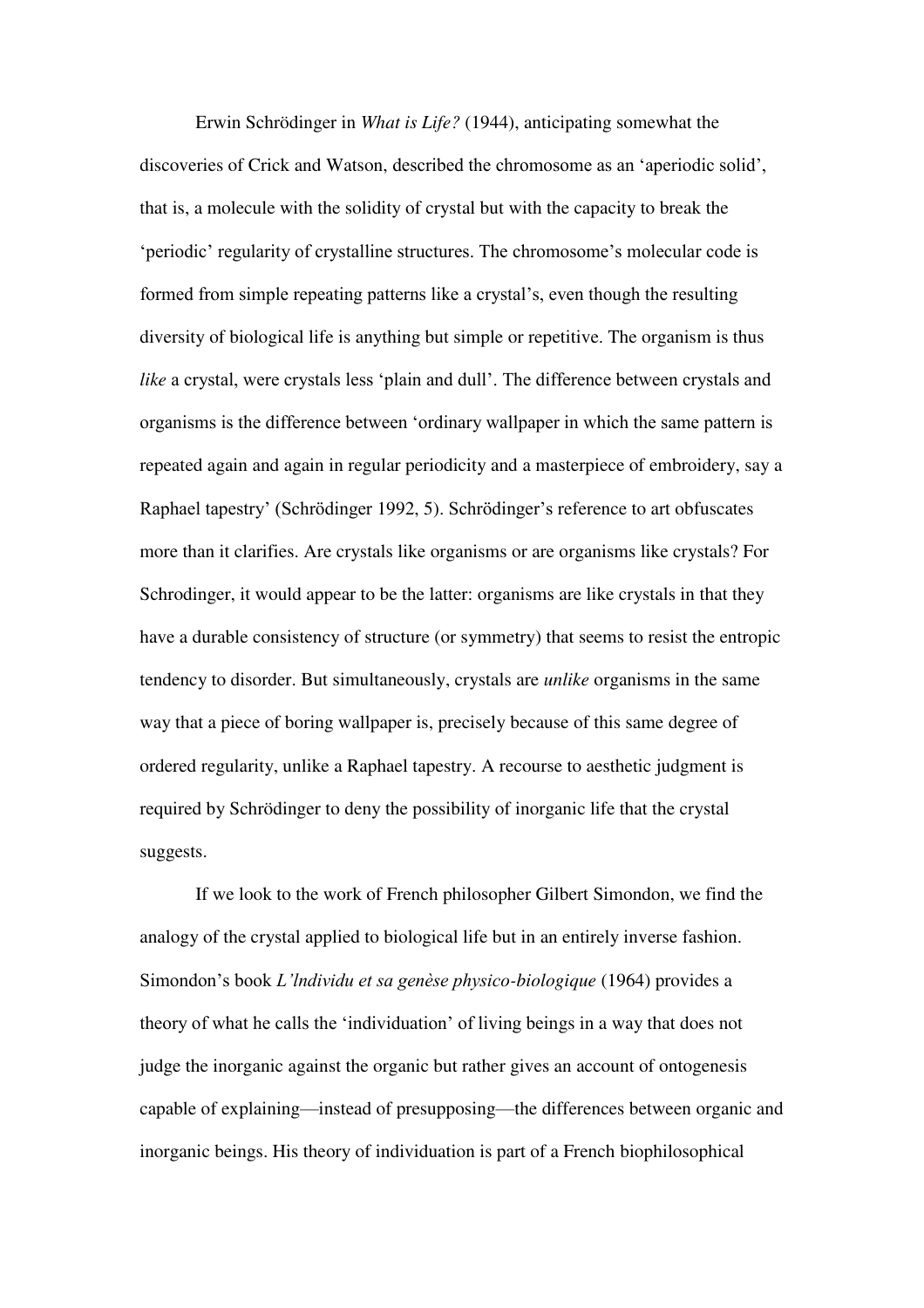Erwin Schrödinger in *What is Life?* (1944), anticipating somewhat the discoveries of Crick and Watson, described the chromosome as an 'aperiodic solid', that is, a molecule with the solidity of crystal but with the capacity to break the 'periodic' regularity of crystalline structures. The chromosome's molecular code is formed from simple repeating patterns like a crystal's, even though the resulting diversity of biological life is anything but simple or repetitive. The organism is thus *like* a crystal, were crystals less 'plain and dull'. The difference between crystals and organisms is the difference between 'ordinary wallpaper in which the same pattern is repeated again and again in regular periodicity and a masterpiece of embroidery, say a Raphael tapestry' (Schrödinger 1992, 5). Schrödinger's reference to art obfuscates more than it clarifies. Are crystals like organisms or are organisms like crystals? For Schrodinger, it would appear to be the latter: organisms are like crystals in that they have a durable consistency of structure (or symmetry) that seems to resist the entropic tendency to disorder. But simultaneously, crystals are *unlike* organisms in the same way that a piece of boring wallpaper is, precisely because of this same degree of ordered regularity, unlike a Raphael tapestry. A recourse to aesthetic judgment is required by Schrödinger to deny the possibility of inorganic life that the crystal suggests.

If we look to the work of French philosopher Gilbert Simondon, we find the analogy of the crystal applied to biological life but in an entirely inverse fashion. Simondon's book *L'lndividu et sa genèse physico-biologique* (1964) provides a theory of what he calls the 'individuation' of living beings in a way that does not judge the inorganic against the organic but rather gives an account of ontogenesis capable of explaining—instead of presupposing—the differences between organic and inorganic beings. His theory of individuation is part of a French biophilosophical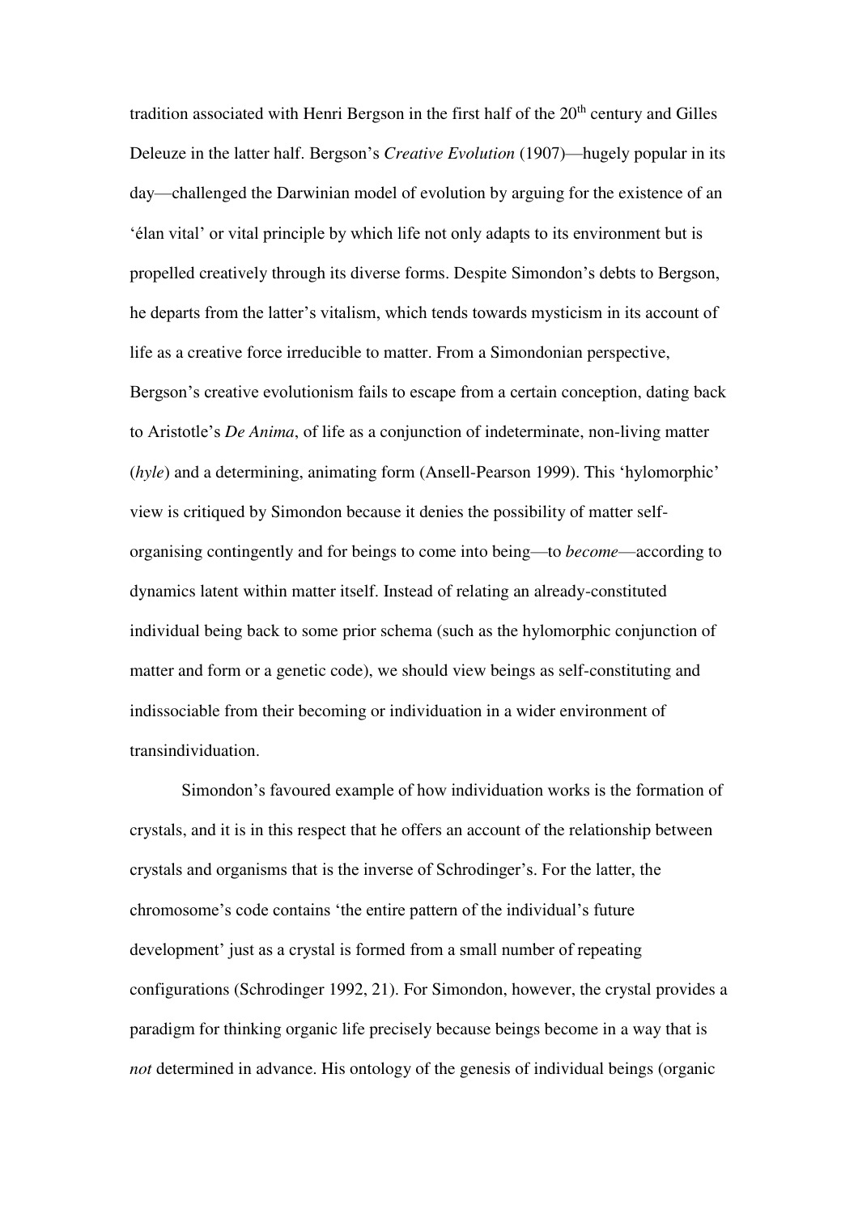tradition associated with Henri Bergson in the first half of the 20th century and Gilles Deleuze in the latter half. Bergson's *Creative Evolution* (1907)—hugely popular in its day—challenged the Darwinian model of evolution by arguing for the existence of an 'élan vital' or vital principle by which life not only adapts to its environment but is propelled creatively through its diverse forms. Despite Simondon's debts to Bergson, he departs from the latter's vitalism, which tends towards mysticism in its account of life as a creative force irreducible to matter. From a Simondonian perspective, Bergson's creative evolutionism fails to escape from a certain conception, dating back to Aristotle's *De Anima*, of life as a conjunction of indeterminate, non-living matter (*hyle*) and a determining, animating form (Ansell-Pearson 1999). This 'hylomorphic' view is critiqued by Simondon because it denies the possibility of matter self-organising contingently and for beings to come into being—to *become*—according to dynamics latent within matter itself. Instead of relating an already-constituted individual being back to some prior schema (such as the hylomorphic conjunction of matter and form or a genetic code), we should view beings as self-constituting and indissociable from their becoming or individuation in a wider environment of transindividuation.

Simondon's favoured example of how individuation works is the formation of crystals, and it is in this respect that he offers an account of the relationship between crystals and organisms that is the inverse of Schrodinger's. For the latter, the chromosome's code contains 'the entire pattern of the individual's future development' just as a crystal is formed from a small number of repeating configurations (Schrodinger 1992, 21). For Simondon, however, the crystal provides a paradigm for thinking organic life precisely because beings become in a way that is *not* determined in advance. His ontology of the genesis of individual beings (organic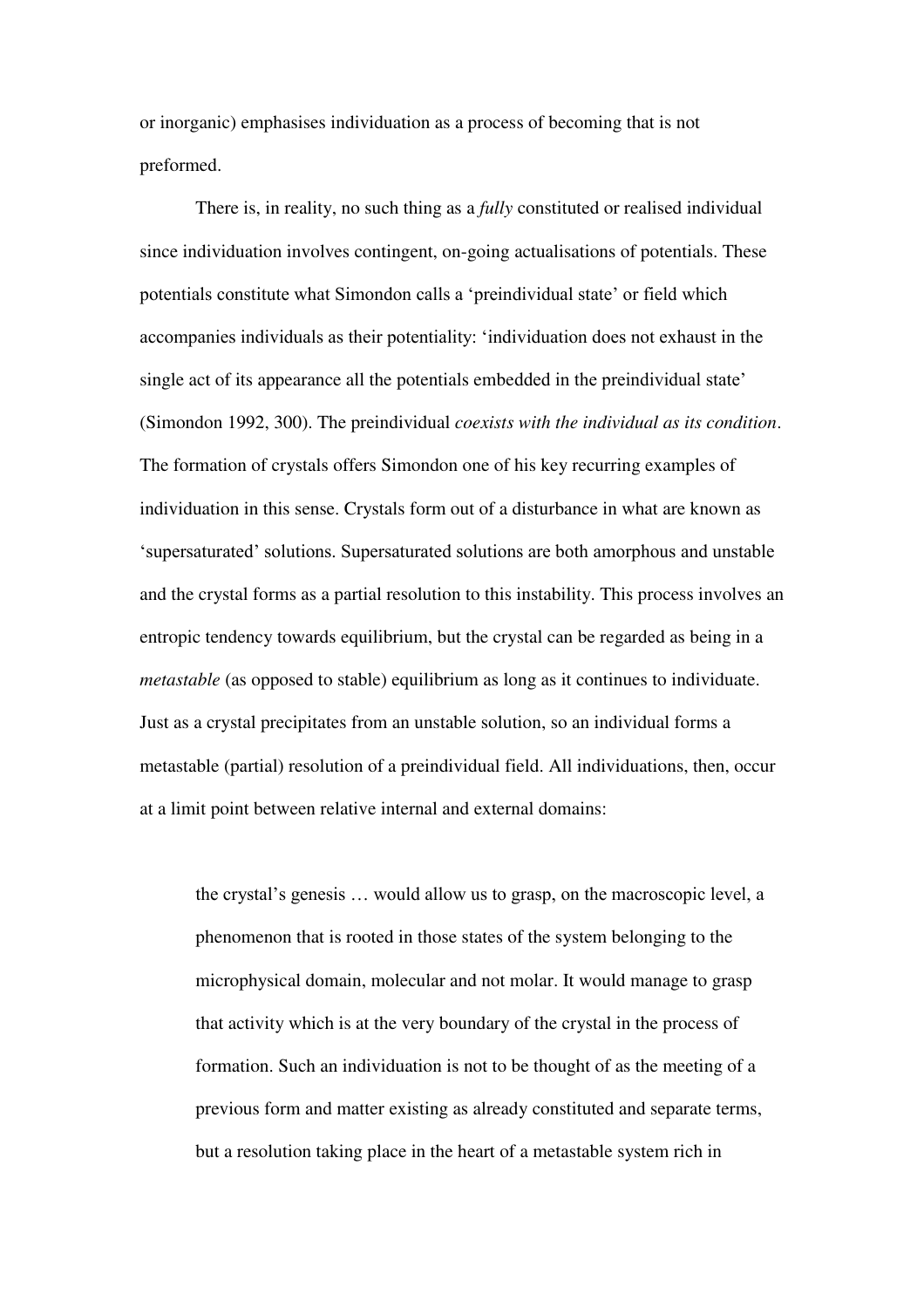or inorganic) emphasises individuation as a process of becoming that is not preformed.

There is, in reality, no such thing as a *fully* constituted or realised individual since individuation involves contingent, on-going actualisations of potentials. These potentials constitute what Simondon calls a 'preindividual state' or field which accompanies individuals as their potentiality: 'individuation does not exhaust in the single act of its appearance all the potentials embedded in the preindividual state' (Simondon 1992, 300). The preindividual *coexists with the individual as its condition*. The formation of crystals offers Simondon one of his key recurring examples of individuation in this sense. Crystals form out of a disturbance in what are known as 'supersaturated' solutions. Supersaturated solutions are both amorphous and unstable and the crystal forms as a partial resolution to this instability. This process involves an entropic tendency towards equilibrium, but the crystal can be regarded as being in a *metastable* (as opposed to stable) equilibrium as long as it continues to individuate. Just as a crystal precipitates from an unstable solution, so an individual forms a metastable (partial) resolution of a preindividual field. All individuations, then, occur at a limit point between relative internal and external domains:

> the crystal's genesis … would allow us to grasp, on the macroscopic level, a phenomenon that is rooted in those states of the system belonging to the microphysical domain, molecular and not molar. It would manage to grasp that activity which is at the very boundary of the crystal in the process of formation. Such an individuation is not to be thought of as the meeting of a previous form and matter existing as already constituted and separate terms, but a resolution taking place in the heart of a metastable system rich in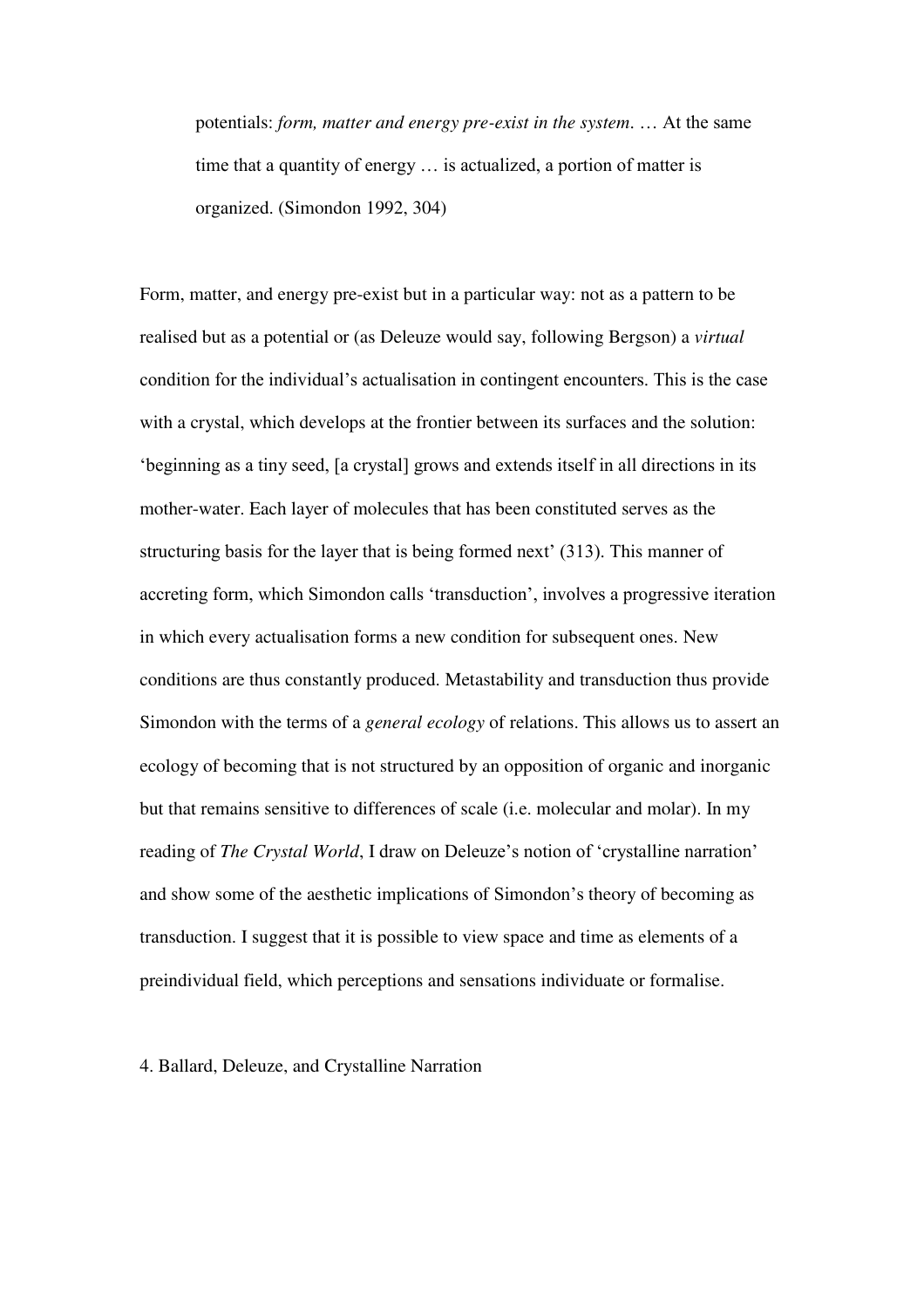> potentials: *form, matter and energy pre-exist in the system*. … At the same time that a quantity of energy … is actualized, a portion of matter is organized. (Simondon 1992, 304)

Form, matter, and energy pre-exist but in a particular way: not as a pattern to be realised but as a potential or (as Deleuze would say, following Bergson) a *virtual* condition for the individual's actualisation in contingent encounters. This is the case with a crystal, which develops at the frontier between its surfaces and the solution: 'beginning as a tiny seed, [a crystal] grows and extends itself in all directions in its mother-water. Each layer of molecules that has been constituted serves as the structuring basis for the layer that is being formed next' (313). This manner of accreting form, which Simondon calls 'transduction', involves a progressive iteration in which every actualisation forms a new condition for subsequent ones. New conditions are thus constantly produced. Metastability and transduction thus provide Simondon with the terms of a *general ecology* of relations. This allows us to assert an ecology of becoming that is not structured by an opposition of organic and inorganic but that remains sensitive to differences of scale (i.e. molecular and molar). In my reading of *The Crystal World*, I draw on Deleuze's notion of 'crystalline narration' and show some of the aesthetic implications of Simondon's theory of becoming as transduction. I suggest that it is possible to view space and time as elements of a preindividual field, which perceptions and sensations individuate or formalise.

## 4. Ballard, Deleuze, and Crystalline Narration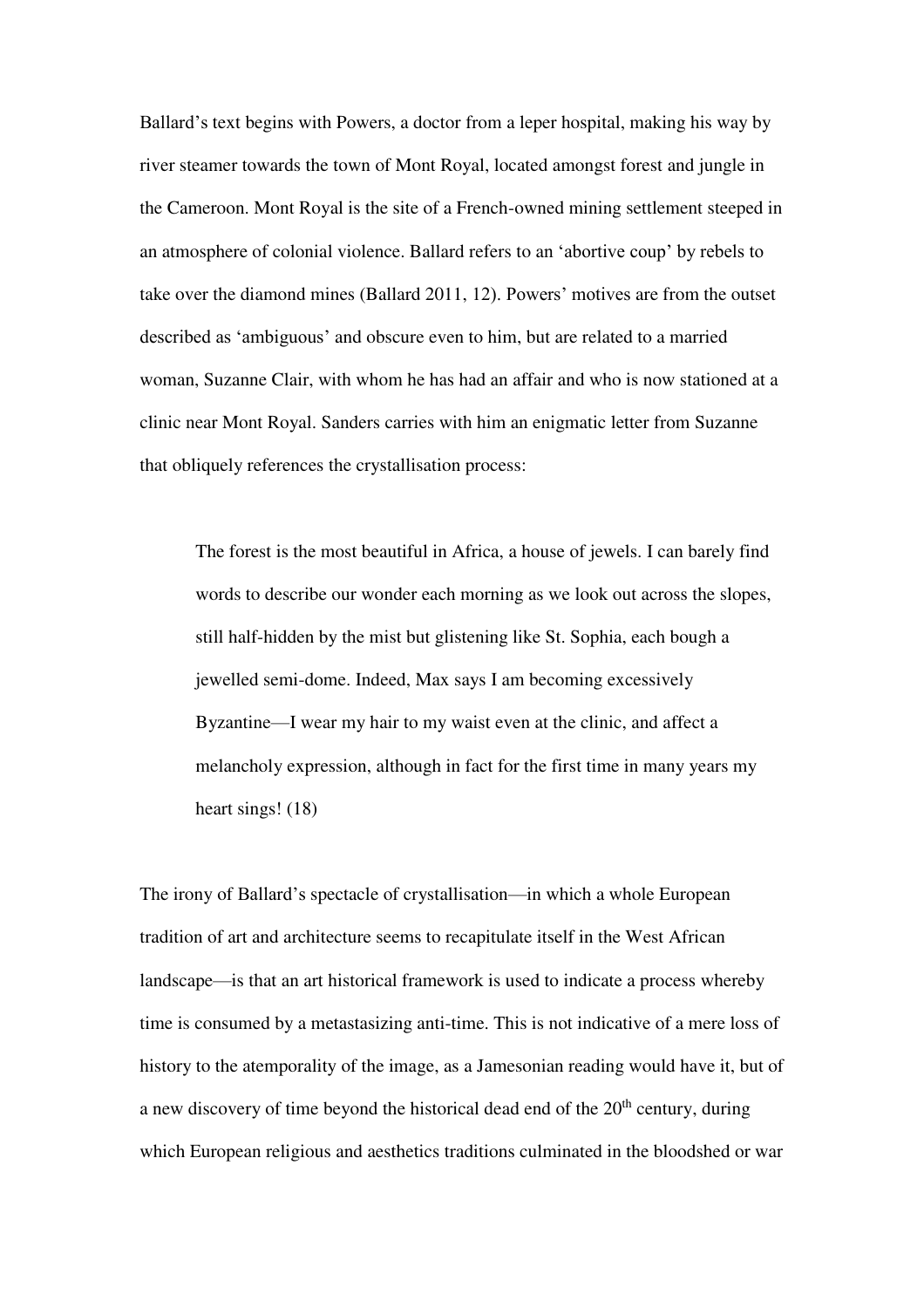Ballard's text begins with Powers, a doctor from a leper hospital, making his way by river steamer towards the town of Mont Royal, located amongst forest and jungle in the Cameroon. Mont Royal is the site of a French-owned mining settlement steeped in an atmosphere of colonial violence. Ballard refers to an 'abortive coup' by rebels to take over the diamond mines (Ballard 2011, 12). Powers' motives are from the outset described as 'ambiguous' and obscure even to him, but are related to a married woman, Suzanne Clair, with whom he has had an affair and who is now stationed at a clinic near Mont Royal. Sanders carries with him an enigmatic letter from Suzanne that obliquely references the crystallisation process:

> The forest is the most beautiful in Africa, a house of jewels. I can barely find words to describe our wonder each morning as we look out across the slopes, still half-hidden by the mist but glistening like St. Sophia, each bough a jewelled semi-dome. Indeed, Max says I am becoming excessively Byzantine—I wear my hair to my waist even at the clinic, and affect a melancholy expression, although in fact for the first time in many years my heart sings! (18)

The irony of Ballard's spectacle of crystallisation—in which a whole European tradition of art and architecture seems to recapitulate itself in the West African landscape—is that an art historical framework is used to indicate a process whereby time is consumed by a metastasizing anti-time. This is not indicative of a mere loss of history to the atemporality of the image, as a Jamesonian reading would have it, but of a new discovery of time beyond the historical dead end of the 20th century, during which European religious and aesthetics traditions culminated in the bloodshed or war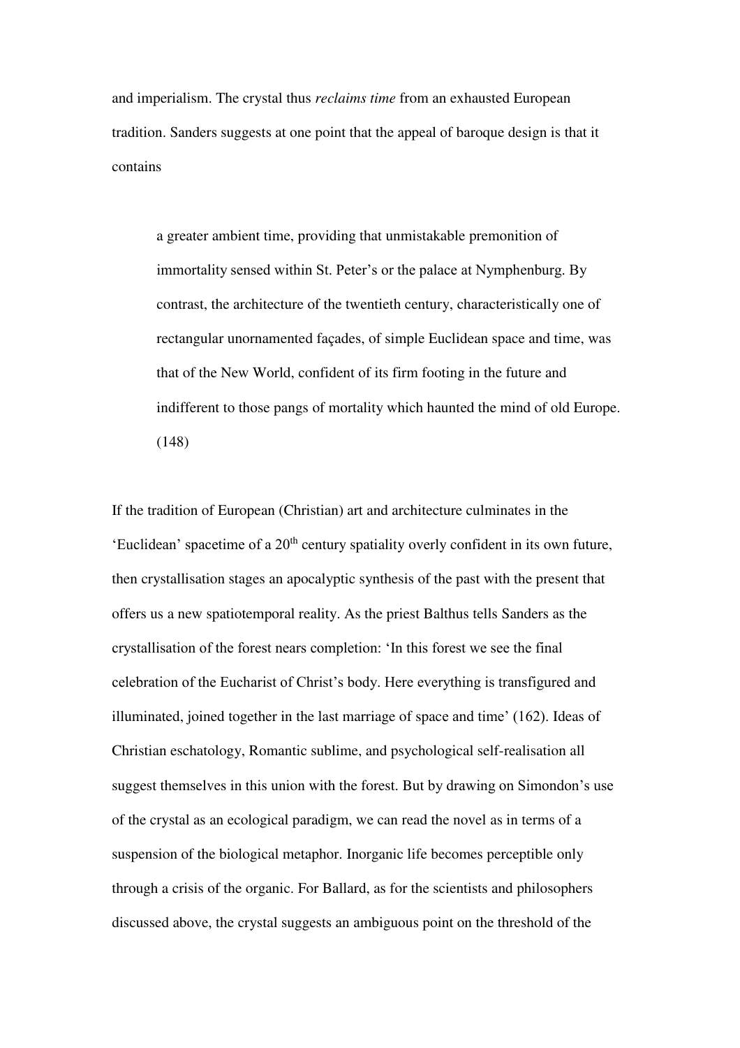and imperialism. The crystal thus *reclaims time* from an exhausted European tradition. Sanders suggests at one point that the appeal of baroque design is that it contains

> a greater ambient time, providing that unmistakable premonition of immortality sensed within St. Peter's or the palace at Nymphenburg. By contrast, the architecture of the twentieth century, characteristically one of rectangular unornamented façades, of simple Euclidean space and time, was that of the New World, confident of its firm footing in the future and indifferent to those pangs of mortality which haunted the mind of old Europe. (148)

If the tradition of European (Christian) art and architecture culminates in the 'Euclidean' spacetime of a 20th century spatiality overly confident in its own future, then crystallisation stages an apocalyptic synthesis of the past with the present that offers us a new spatiotemporal reality. As the priest Balthus tells Sanders as the crystallisation of the forest nears completion: 'In this forest we see the final celebration of the Eucharist of Christ's body. Here everything is transfigured and illuminated, joined together in the last marriage of space and time' (162). Ideas of Christian eschatology, Romantic sublime, and psychological self-realisation all suggest themselves in this union with the forest. But by drawing on Simondon's use of the crystal as an ecological paradigm, we can read the novel as in terms of a suspension of the biological metaphor. Inorganic life becomes perceptible only through a crisis of the organic. For Ballard, as for the scientists and philosophers discussed above, the crystal suggests an ambiguous point on the threshold of the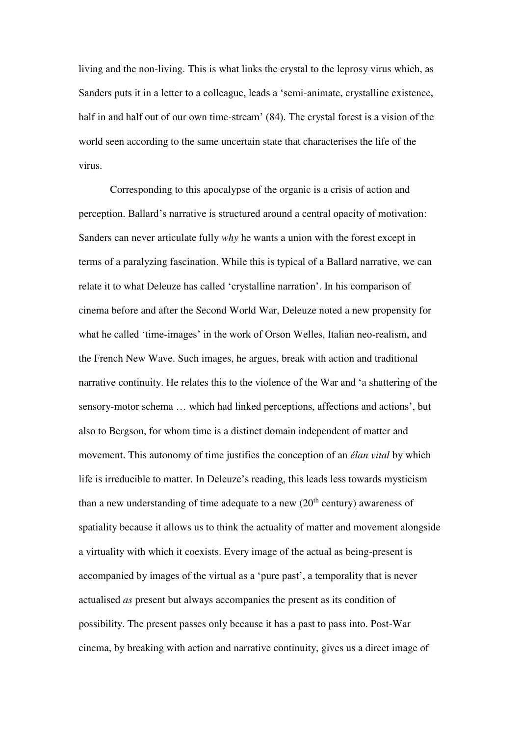living and the non-living. This is what links the crystal to the leprosy virus which, as Sanders puts it in a letter to a colleague, leads a 'semi-animate, crystalline existence, half in and half out of our own time-stream' (84). The crystal forest is a vision of the world seen according to the same uncertain state that characterises the life of the virus.

Corresponding to this apocalypse of the organic is a crisis of action and perception. Ballard's narrative is structured around a central opacity of motivation: Sanders can never articulate fully *why* he wants a union with the forest except in terms of a paralyzing fascination. While this is typical of a Ballard narrative, we can relate it to what Deleuze has called 'crystalline narration'. In his comparison of cinema before and after the Second World War, Deleuze noted a new propensity for what he called 'time-images' in the work of Orson Welles, Italian neo-realism, and the French New Wave. Such images, he argues, break with action and traditional narrative continuity. He relates this to the violence of the War and 'a shattering of the sensory-motor schema … which had linked perceptions, affections and actions', but also to Bergson, for whom time is a distinct domain independent of matter and movement. This autonomy of time justifies the conception of an *élan vital* by which life is irreducible to matter. In Deleuze's reading, this leads less towards mysticism than a new understanding of time adequate to a new (20th century) awareness of spatiality because it allows us to think the actuality of matter and movement alongside a virtuality with which it coexists. Every image of the actual as being-present is accompanied by images of the virtual as a 'pure past', a temporality that is never actualised *as* present but always accompanies the present as its condition of possibility. The present passes only because it has a past to pass into. Post-War cinema, by breaking with action and narrative continuity, gives us a direct image of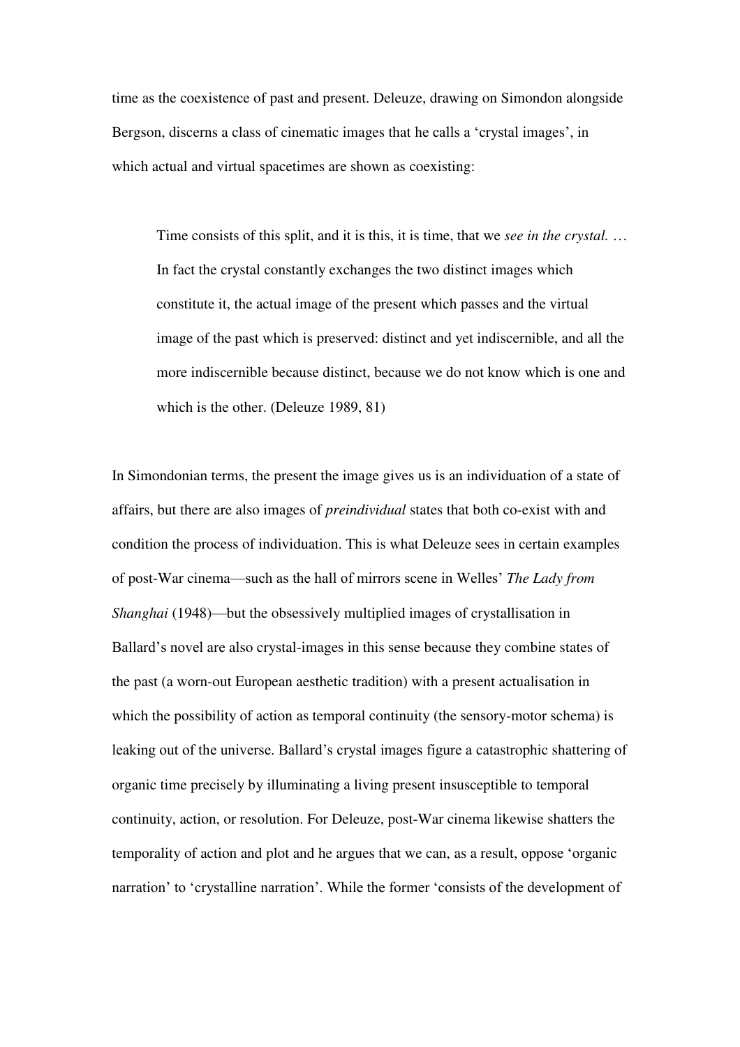time as the coexistence of past and present. Deleuze, drawing on Simondon alongside Bergson, discerns a class of cinematic images that he calls a 'crystal images', in which actual and virtual spacetimes are shown as coexisting:

> Time consists of this split, and it is this, it is time, that we *see in the crystal.* … In fact the crystal constantly exchanges the two distinct images which constitute it, the actual image of the present which passes and the virtual image of the past which is preserved: distinct and yet indiscernible, and all the more indiscernible because distinct, because we do not know which is one and which is the other. (Deleuze 1989, 81)

In Simondonian terms, the present the image gives us is an individuation of a state of affairs, but there are also images of *preindividual* states that both co-exist with and condition the process of individuation. This is what Deleuze sees in certain examples of post-War cinema—such as the hall of mirrors scene in Welles' *The Lady from Shanghai* (1948)—but the obsessively multiplied images of crystallisation in Ballard's novel are also crystal-images in this sense because they combine states of the past (a worn-out European aesthetic tradition) with a present actualisation in which the possibility of action as temporal continuity (the sensory-motor schema) is leaking out of the universe. Ballard's crystal images figure a catastrophic shattering of organic time precisely by illuminating a living present insusceptible to temporal continuity, action, or resolution. For Deleuze, post-War cinema likewise shatters the temporality of action and plot and he argues that we can, as a result, oppose 'organic narration' to 'crystalline narration'. While the former 'consists of the development of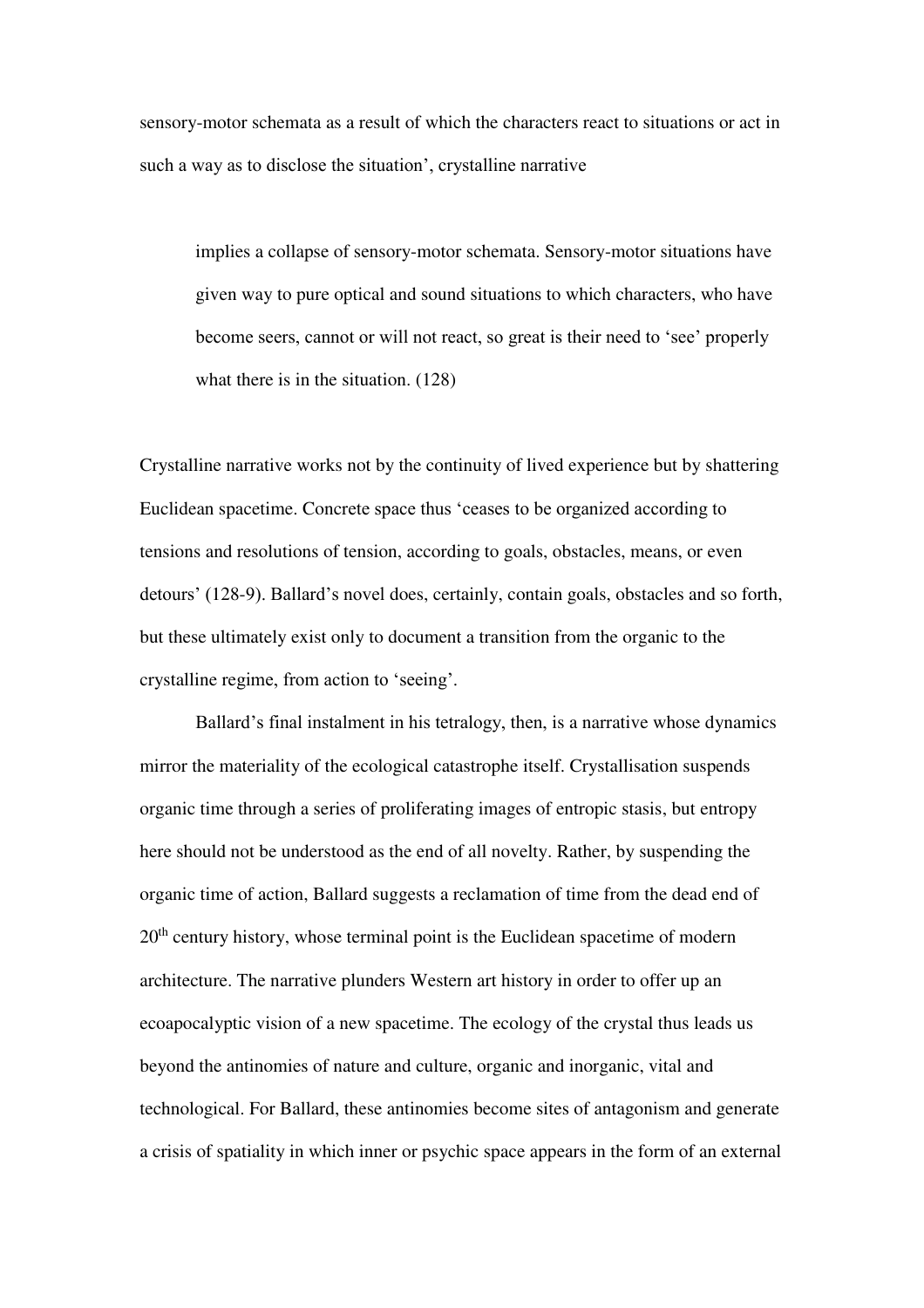sensory-motor schemata as a result of which the characters react to situations or act in such a way as to disclose the situation', crystalline narrative

> implies a collapse of sensory-motor schemata. Sensory-motor situations have given way to pure optical and sound situations to which characters, who have become seers, cannot or will not react, so great is their need to 'see' properly what there is in the situation. (128)

Crystalline narrative works not by the continuity of lived experience but by shattering Euclidean spacetime. Concrete space thus 'ceases to be organized according to tensions and resolutions of tension, according to goals, obstacles, means, or even detours' (128-9). Ballard's novel does, certainly, contain goals, obstacles and so forth, but these ultimately exist only to document a transition from the organic to the crystalline regime, from action to 'seeing'.

Ballard's final instalment in his tetralogy, then, is a narrative whose dynamics mirror the materiality of the ecological catastrophe itself. Crystallisation suspends organic time through a series of proliferating images of entropic stasis, but entropy here should not be understood as the end of all novelty. Rather, by suspending the organic time of action, Ballard suggests a reclamation of time from the dead end of 20th century history, whose terminal point is the Euclidean spacetime of modern architecture. The narrative plunders Western art history in order to offer up an ecoapocalyptic vision of a new spacetime. The ecology of the crystal thus leads us beyond the antinomies of nature and culture, organic and inorganic, vital and technological. For Ballard, these antinomies become sites of antagonism and generate a crisis of spatiality in which inner or psychic space appears in the form of an external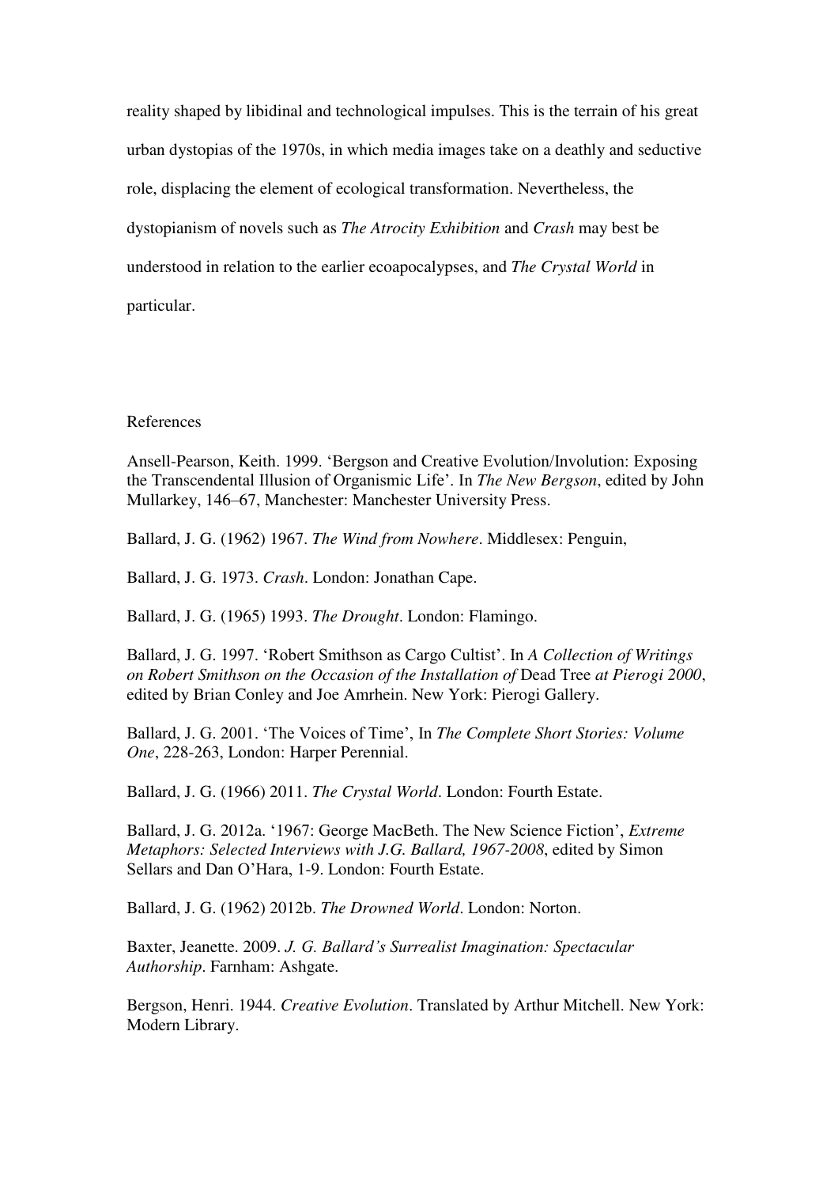reality shaped by libidinal and technological impulses. This is the terrain of his great urban dystopias of the 1970s, in which media images take on a deathly and seductive role, displacing the element of ecological transformation. Nevertheless, the dystopianism of novels such as *The Atrocity Exhibition* and *Crash* may best be understood in relation to the earlier ecoapocalypses, and *The Crystal World* in particular.

References

Ansell-Pearson, Keith. 1999. 'Bergson and Creative Evolution/Involution: Exposing the Transcendental Illusion of Organismic Life'. In *The New Bergson*, edited by John Mullarkey, 146–67, Manchester: Manchester University Press.

Ballard, J. G. (1962) 1967. *The Wind from Nowhere*. Middlesex: Penguin,

Ballard, J. G. 1973. *Crash*. London: Jonathan Cape.

Ballard, J. G. (1965) 1993. *The Drought*. London: Flamingo.

Ballard, J. G. 1997. 'Robert Smithson as Cargo Cultist'. In *A Collection of Writings on Robert Smithson on the Occasion of the Installation of* Dead Tree *at Pierogi 2000*, edited by Brian Conley and Joe Amrhein. New York: Pierogi Gallery.

Ballard, J. G. 2001. 'The Voices of Time', In *The Complete Short Stories: Volume One*, 228-263, London: Harper Perennial.

Ballard, J. G. (1966) 2011. *The Crystal World*. London: Fourth Estate.

Ballard, J. G. 2012a. '1967: George MacBeth. The New Science Fiction', *Extreme Metaphors: Selected Interviews with J.G. Ballard, 1967-2008*, edited by Simon Sellars and Dan O'Hara, 1-9. London: Fourth Estate.

Ballard, J. G. (1962) 2012b. *The Drowned World*. London: Norton.

Baxter, Jeanette. 2009. *J. G. Ballard's Surrealist Imagination: Spectacular Authorship*. Farnham: Ashgate.

Bergson, Henri. 1944. *Creative Evolution*. Translated by Arthur Mitchell. New York: Modern Library.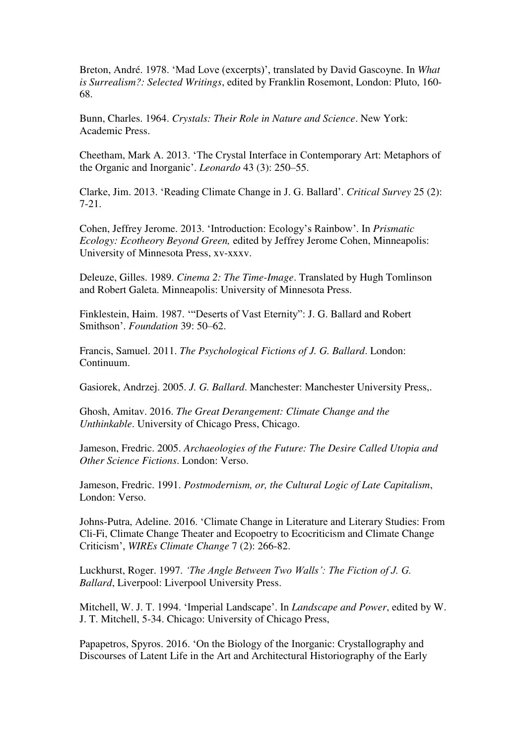Breton, André. 1978. 'Mad Love (excerpts)', translated by David Gascoyne. In *What is Surrealism?: Selected Writings*, edited by Franklin Rosemont, London: Pluto, 160-68.

Bunn, Charles. 1964. *Crystals: Their Role in Nature and Science*. New York: Academic Press.

Cheetham, Mark A. 2013. 'The Crystal Interface in Contemporary Art: Metaphors of the Organic and Inorganic'. *Leonardo* 43 (3): 250–55.

Clarke, Jim. 2013. 'Reading Climate Change in J. G. Ballard'. *Critical Survey* 25 (2): 7-21.

Cohen, Jeffrey Jerome. 2013. 'Introduction: Ecology's Rainbow'. In *Prismatic Ecology: Ecotheory Beyond Green,* edited by Jeffrey Jerome Cohen, Minneapolis: University of Minnesota Press, xv-xxxv.

Deleuze, Gilles. 1989. *Cinema 2: The Time-Image*. Translated by Hugh Tomlinson and Robert Galeta. Minneapolis: University of Minnesota Press.

Finklestein, Haim. 1987. '"Deserts of Vast Eternity": J. G. Ballard and Robert Smithson'. *Foundation* 39: 50–62.

Francis, Samuel. 2011. *The Psychological Fictions of J. G. Ballard*. London: Continuum.

Gasiorek, Andrzej. 2005. *J. G. Ballard*. Manchester: Manchester University Press,.

Ghosh, Amitav. 2016. *The Great Derangement: Climate Change and the Unthinkable*. University of Chicago Press, Chicago.

Jameson, Fredric. 2005. *Archaeologies of the Future: The Desire Called Utopia and Other Science Fictions*. London: Verso.

Jameson, Fredric. 1991. *Postmodernism, or, the Cultural Logic of Late Capitalism*, London: Verso.

Johns-Putra, Adeline. 2016. 'Climate Change in Literature and Literary Studies: From Cli-Fi, Climate Change Theater and Ecopoetry to Ecocriticism and Climate Change Criticism', *WIREs Climate Change* 7 (2): 266-82.

Luckhurst, Roger. 1997. *'The Angle Between Two Walls': The Fiction of J. G. Ballard*, Liverpool: Liverpool University Press.

Mitchell, W. J. T. 1994. 'Imperial Landscape'. In *Landscape and Power*, edited by W. J. T. Mitchell, 5-34. Chicago: University of Chicago Press,

Papapetros, Spyros. 2016. 'On the Biology of the Inorganic: Crystallography and Discourses of Latent Life in the Art and Architectural Historiography of the Early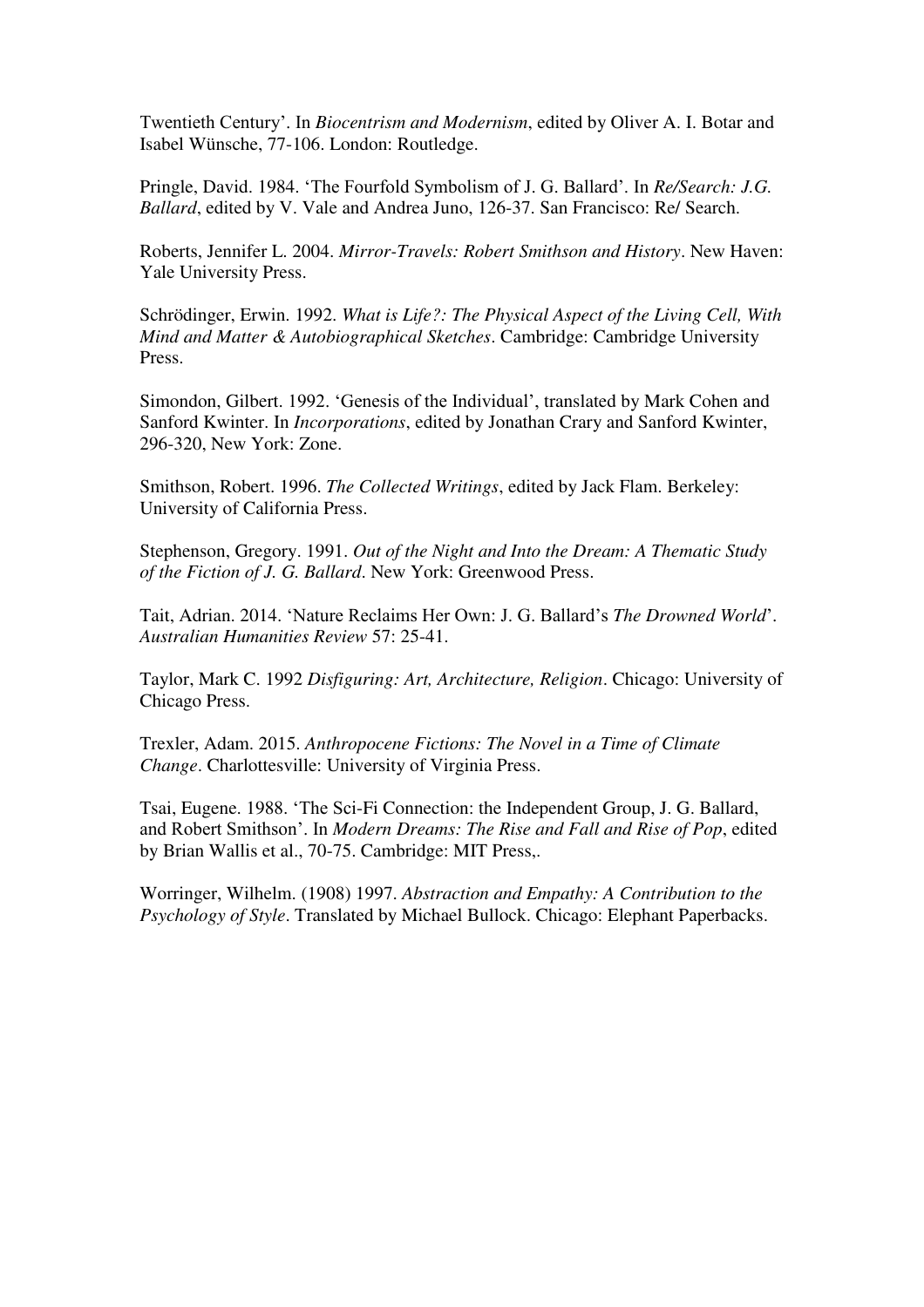Twentieth Century'. In *Biocentrism and Modernism*, edited by Oliver A. I. Botar and Isabel Wünsche, 77-106. London: Routledge.

Pringle, David. 1984. 'The Fourfold Symbolism of J. G. Ballard'. In *Re/Search: J.G. Ballard*, edited by V. Vale and Andrea Juno, 126-37. San Francisco: Re/ Search.

Roberts, Jennifer L. 2004. *Mirror-Travels: Robert Smithson and History*. New Haven: Yale University Press.

Schrödinger, Erwin. 1992. *What is Life?: The Physical Aspect of the Living Cell, With Mind and Matter & Autobiographical Sketches*. Cambridge: Cambridge University Press.

Simondon, Gilbert. 1992. 'Genesis of the Individual', translated by Mark Cohen and Sanford Kwinter. In *Incorporations*, edited by Jonathan Crary and Sanford Kwinter, 296-320, New York: Zone.

Smithson, Robert. 1996. *The Collected Writings*, edited by Jack Flam. Berkeley: University of California Press.

Stephenson, Gregory. 1991. *Out of the Night and Into the Dream: A Thematic Study of the Fiction of J. G. Ballard*. New York: Greenwood Press.

Tait, Adrian. 2014. 'Nature Reclaims Her Own: J. G. Ballard's *The Drowned World*'. *Australian Humanities Review* 57: 25-41.

Taylor, Mark C. 1992 *Disfiguring: Art, Architecture, Religion*. Chicago: University of Chicago Press.

Trexler, Adam. 2015. *Anthropocene Fictions: The Novel in a Time of Climate Change*. Charlottesville: University of Virginia Press.

Tsai, Eugene. 1988. 'The Sci-Fi Connection: the Independent Group, J. G. Ballard, and Robert Smithson'. In *Modern Dreams: The Rise and Fall and Rise of Pop*, edited by Brian Wallis et al., 70-75. Cambridge: MIT Press,.

Worringer, Wilhelm. (1908) 1997. *Abstraction and Empathy: A Contribution to the Psychology of Style*. Translated by Michael Bullock. Chicago: Elephant Paperbacks.